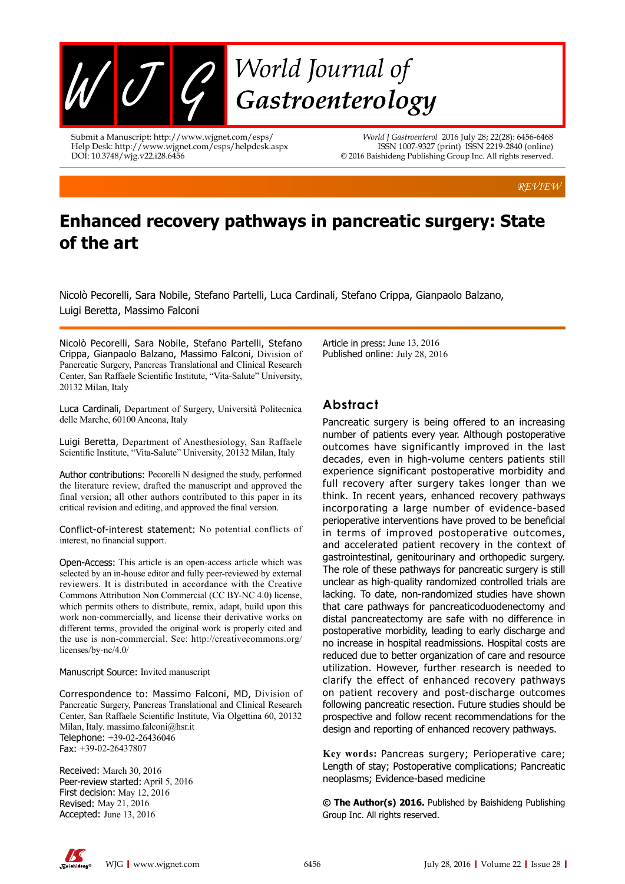REVIEW

# Enhanced recovery pathways in pancreatic surgery: State of the art

Nicolò Pecorelli, Sara Nobile, Stefano Partelli, Luca Cardinali, Stefano Crippa, Gianpaolo Balzano, Luigi Beretta, Massimo Falconi

**Nicolò Pecorelli, Sara Nobile, Stefano Partelli, Stefano Crippa, Gianpaolo Balzano, Massimo Falconi,** Division of Pancreatic Surgery, Pancreas Translational and Clinical Research Center, San Raffaele Scientific Institute, "Vita-Salute" University, 20132 Milan, Italy

**Luca Cardinali,** Department of Surgery, Università Politecnica delle Marche, 60100 Ancona, Italy

**Luigi Beretta,** Department of Anesthesiology, San Raffaele Scientific Institute, "Vita-Salute" University, 20132 Milan, Italy

**Author contributions:** Pecorelli N designed the study, performed the literature review, drafted the manuscript and approved the final version; all other authors contributed to this paper in its critical revision and editing, and approved the final version.

**Conflict-of-interest statement:** No potential conflicts of interest, no financial support.

**Open-Access:** This article is an open-access article which was selected by an in-house editor and fully peer-reviewed by external reviewers. It is distributed in accordance with the Creative Commons Attribution Non Commercial (CC BY-NC 4.0) license, which permits others to distribute, remix, adapt, build upon this work non-commercially, and license their derivative works on different terms, provided the original work is properly cited and the use is non-commercial. See: http://creativecommons.org/licenses/by-nc/4.0/

**Manuscript Source:** Invited manuscript

**Correspondence to:** Massimo Falconi, MD, Division of Pancreatic Surgery, Pancreas Translational and Clinical Research Center, San Raffaele Scientific Institute, Via Olgettina 60, 20132 Milan, Italy. massimo.falconi@hsr.it
Telephone: +39-02-26436046
Fax: +39-02-26437807

Received: March 30, 2016
Peer-review started: April 5, 2016
First decision: May 12, 2016
Revised: May 21, 2016
Accepted: June 13, 2016
Article in press: June 13, 2016
Published online: July 28, 2016

## Abstract

Pancreatic surgery is being offered to an increasing number of patients every year. Although postoperative outcomes have significantly improved in the last decades, even in high-volume centers patients still experience significant postoperative morbidity and full recovery after surgery takes longer than we think. In recent years, enhanced recovery pathways incorporating a large number of evidence-based perioperative interventions have proved to be beneficial in terms of improved postoperative outcomes, and accelerated patient recovery in the context of gastrointestinal, genitourinary and orthopedic surgery. The role of these pathways for pancreatic surgery is still unclear as high-quality randomized controlled trials are lacking. To date, non-randomized studies have shown that care pathways for pancreaticoduodenectomy and distal pancreatectomy are safe with no difference in postoperative morbidity, leading to early discharge and no increase in hospital readmissions. Hospital costs are reduced due to better organization of care and resource utilization. However, further research is needed to clarify the effect of enhanced recovery pathways on patient recovery and post-discharge outcomes following pancreatic resection. Future studies should be prospective and follow recent recommendations for the design and reporting of enhanced recovery pathways.

**Key words:** Pancreas surgery; Perioperative care; Length of stay; Postoperative complications; Pancreatic neoplasms; Evidence-based medicine

**© The Author(s) 2016.** Published by Baishideng Publishing Group Inc. All rights reserved.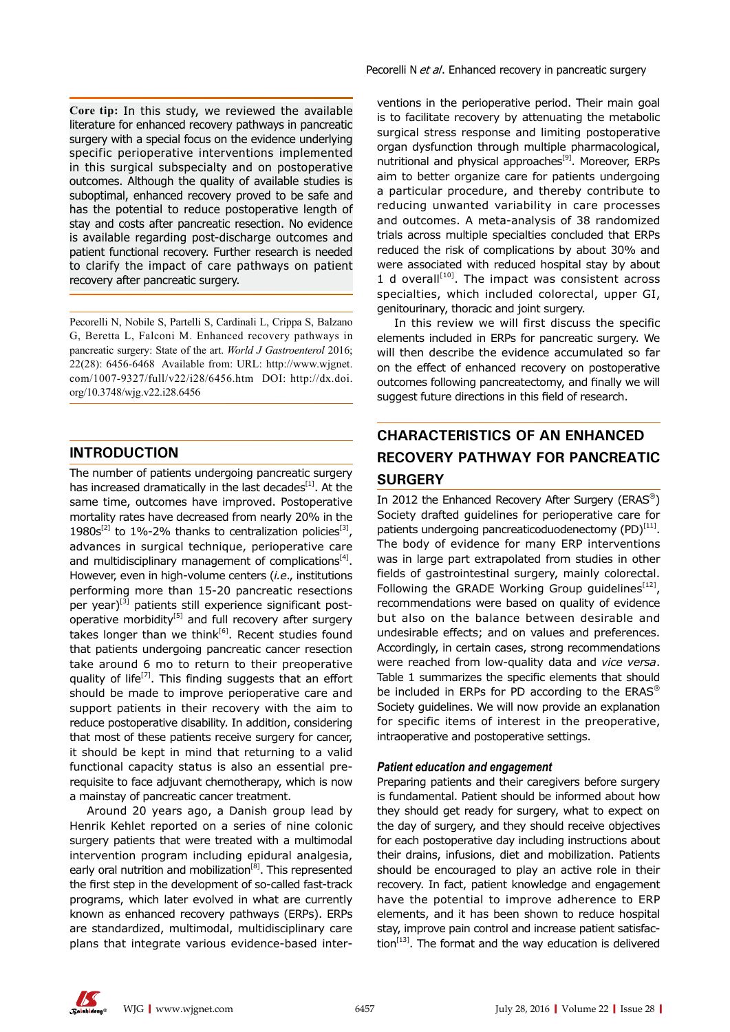**Core tip:** In this study, we reviewed the available literature for enhanced recovery pathways in pancreatic surgery with a special focus on the evidence underlying specific perioperative interventions implemented in this surgical subspecialty and on postoperative outcomes. Although the quality of available studies is suboptimal, enhanced recovery proved to be safe and has the potential to reduce postoperative length of stay and costs after pancreatic resection. No evidence is available regarding post-discharge outcomes and patient functional recovery. Further research is needed to clarify the impact of care pathways on patient recovery after pancreatic surgery.

Pecorelli N, Nobile S, Partelli S, Cardinali L, Crippa S, Balzano G, Beretta L, Falconi M. Enhanced recovery pathways in pancreatic surgery: State of the art. *World J Gastroenterol* 2016; 22(28): 6456-6468 Available from: URL: http://www.wjgnet.com/1007-9327/full/v22/i28/6456.htm DOI: http://dx.doi.org/10.3748/wjg.v22.i28.6456

## INTRODUCTION

The number of patients undergoing pancreatic surgery has increased dramatically in the last decades[1]. At the same time, outcomes have improved. Postoperative mortality rates have decreased from nearly 20% in the 1980s[2] to 1%-2% thanks to centralization policies[3], advances in surgical technique, perioperative care and multidisciplinary management of complications[4]. However, even in high-volume centers (*i.e.*, institutions performing more than 15-20 pancreatic resections per year)[3] patients still experience significant post-operative morbidity[5] and full recovery after surgery takes longer than we think[6]. Recent studies found that patients undergoing pancreatic cancer resection take around 6 mo to return to their preoperative quality of life[7]. This finding suggests that an effort should be made to improve perioperative care and support patients in their recovery with the aim to reduce postoperative disability. In addition, considering that most of these patients receive surgery for cancer, it should be kept in mind that returning to a valid functional capacity status is also an essential pre-requisite to face adjuvant chemotherapy, which is now a mainstay of pancreatic cancer treatment.

Around 20 years ago, a Danish group lead by Henrik Kehlet reported on a series of nine colonic surgery patients that were treated with a multimodal intervention program including epidural analgesia, early oral nutrition and mobilization[8]. This represented the first step in the development of so-called fast-track programs, which later evolved in what are currently known as enhanced recovery pathways (ERPs). ERPs are standardized, multimodal, multidisciplinary care plans that integrate various evidence-based interventions in the perioperative period. Their main goal is to facilitate recovery by attenuating the metabolic surgical stress response and limiting postoperative organ dysfunction through multiple pharmacological, nutritional and physical approaches[9]. Moreover, ERPs aim to better organize care for patients undergoing a particular procedure, and thereby contribute to reducing unwanted variability in care processes and outcomes. A meta-analysis of 38 randomized trials across multiple specialties concluded that ERPs reduced the risk of complications by about 30% and were associated with reduced hospital stay by about 1 d overall[10]. The impact was consistent across specialties, which included colorectal, upper GI, genitourinary, thoracic and joint surgery.

In this review we will first discuss the specific elements included in ERPs for pancreatic surgery. We will then describe the evidence accumulated so far on the effect of enhanced recovery on postoperative outcomes following pancreatectomy, and finally we will suggest future directions in this field of research.

## CHARACTERISTICS OF AN ENHANCED RECOVERY PATHWAY FOR PANCREATIC SURGERY

In 2012 the Enhanced Recovery After Surgery (ERAS®) Society drafted guidelines for perioperative care for patients undergoing pancreaticoduodenectomy (PD)[11]. The body of evidence for many ERP interventions was in large part extrapolated from studies in other fields of gastrointestinal surgery, mainly colorectal. Following the GRADE Working Group guidelines[12], recommendations were based on quality of evidence but also on the balance between desirable and undesirable effects; and on values and preferences. Accordingly, in certain cases, strong recommendations were reached from low-quality data and *vice versa*. Table 1 summarizes the specific elements that should be included in ERPs for PD according to the ERAS® Society guidelines. We will now provide an explanation for specific items of interest in the preoperative, intraoperative and postoperative settings.

### *Patient education and engagement*

Preparing patients and their caregivers before surgery is fundamental. Patient should be informed about how they should get ready for surgery, what to expect on the day of surgery, and they should receive objectives for each postoperative day including instructions about their drains, infusions, diet and mobilization. Patients should be encouraged to play an active role in their recovery. In fact, patient knowledge and engagement have the potential to improve adherence to ERP elements, and it has been shown to reduce hospital stay, improve pain control and increase patient satisfaction[13]. The format and the way education is delivered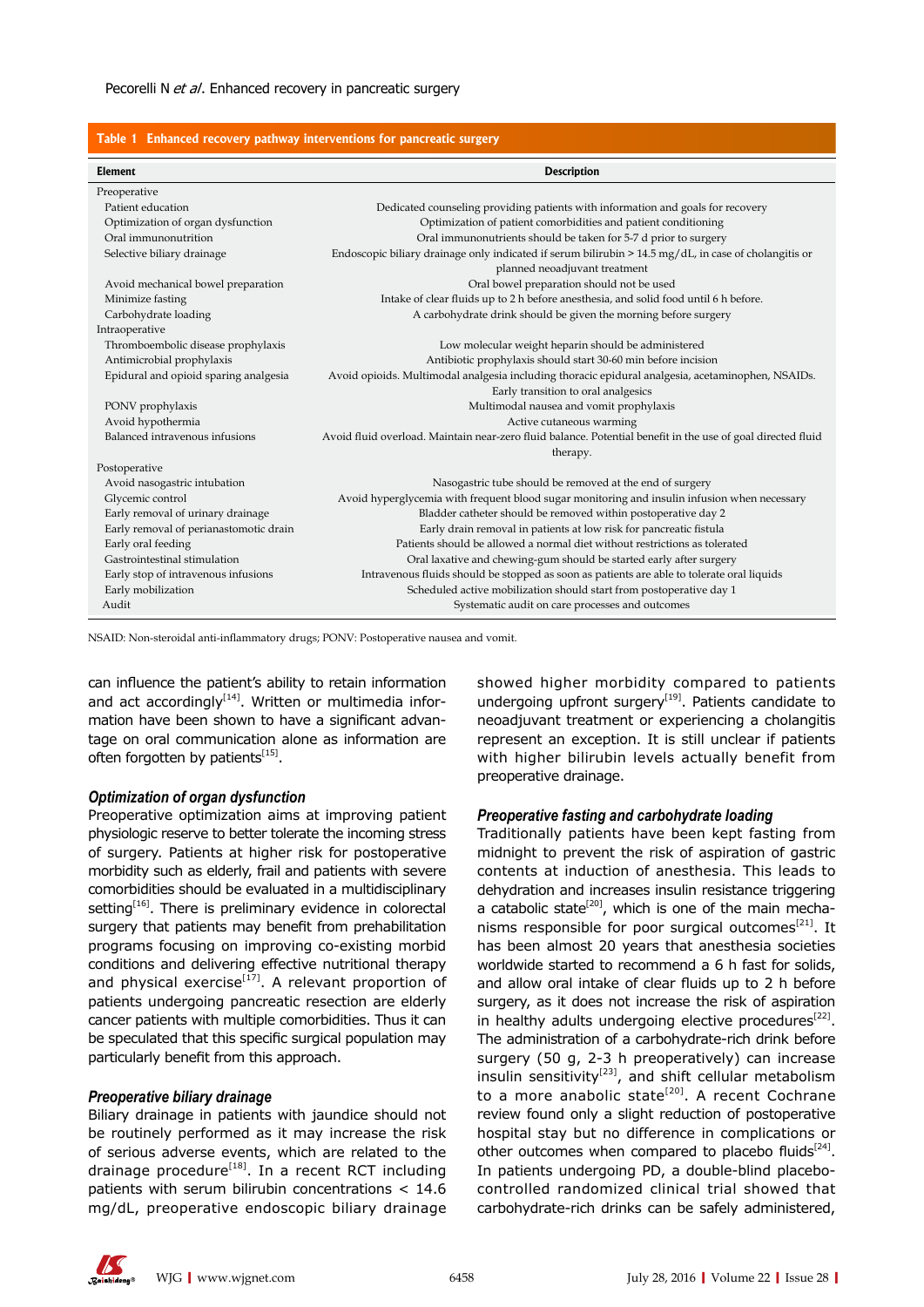**Table 1 Enhanced recovery pathway interventions for pancreatic surgery**

| Element | Description |
|---|---|
| Preoperative | |
| Patient education | Dedicated counseling providing patients with information and goals for recovery |
| Optimization of organ dysfunction | Optimization of patient comorbidities and patient conditioning |
| Oral immunonutrition | Oral immunonutrients should be taken for 5-7 d prior to surgery |
| Selective biliary drainage | Endoscopic biliary drainage only indicated if serum bilirubin > 14.5 mg/dL, in case of cholangitis or planned neoadjuvant treatment |
| Avoid mechanical bowel preparation | Oral bowel preparation should not be used |
| Minimize fasting | Intake of clear fluids up to 2 h before anesthesia, and solid food until 6 h before. |
| Carbohydrate loading | A carbohydrate drink should be given the morning before surgery |
| Intraoperative | |
| Thromboembolic disease prophylaxis | Low molecular weight heparin should be administered |
| Antimicrobial prophylaxis | Antibiotic prophylaxis should start 30-60 min before incision |
| Epidural and opioid sparing analgesia | Avoid opioids. Multimodal analgesia including thoracic epidural analgesia, acetaminophen, NSAIDs. Early transition to oral analgesics |
| PONV prophylaxis | Multimodal nausea and vomit prophylaxis |
| Avoid hypothermia | Active cutaneous warming |
| Balanced intravenous infusions | Avoid fluid overload. Maintain near-zero fluid balance. Potential benefit in the use of goal directed fluid therapy. |
| Postoperative | |
| Avoid nasogastric intubation | Nasogastric tube should be removed at the end of surgery |
| Glycemic control | Avoid hyperglycemia with frequent blood sugar monitoring and insulin infusion when necessary |
| Early removal of urinary drainage | Bladder catheter should be removed within postoperative day 2 |
| Early removal of perianastomotic drain | Early drain removal in patients at low risk for pancreatic fistula |
| Early oral feeding | Patients should be allowed a normal diet without restrictions as tolerated |
| Gastrointestinal stimulation | Oral laxative and chewing-gum should be started early after surgery |
| Early stop of intravenous infusions | Intravenous fluids should be stopped as soon as patients are able to tolerate oral liquids |
| Early mobilization | Scheduled active mobilization should start from postoperative day 1 |
| Audit | Systematic audit on care processes and outcomes |

NSAID: Non-steroidal anti-inflammatory drugs; PONV: Postoperative nausea and vomit.

can influence the patient's ability to retain information and act accordingly[14]. Written or multimedia information have been shown to have a significant advantage on oral communication alone as information are often forgotten by patients[15].

### *Optimization of organ dysfunction*

Preoperative optimization aims at improving patient physiologic reserve to better tolerate the incoming stress of surgery. Patients at higher risk for postoperative morbidity such as elderly, frail and patients with severe comorbidities should be evaluated in a multidisciplinary setting[16]. There is preliminary evidence in colorectal surgery that patients may benefit from prehabilitation programs focusing on improving co-existing morbid conditions and delivering effective nutritional therapy and physical exercise[17]. A relevant proportion of patients undergoing pancreatic resection are elderly cancer patients with multiple comorbidities. Thus it can be speculated that this specific surgical population may particularly benefit from this approach.

### *Preoperative biliary drainage*

Biliary drainage in patients with jaundice should not be routinely performed as it may increase the risk of serious adverse events, which are related to the drainage procedure[18]. In a recent RCT including patients with serum bilirubin concentrations < 14.6 mg/dL, preoperative endoscopic biliary drainage showed higher morbidity compared to patients undergoing upfront surgery[19]. Patients candidate to neoadjuvant treatment or experiencing a cholangitis represent an exception. It is still unclear if patients with higher bilirubin levels actually benefit from preoperative drainage.

### *Preoperative fasting and carbohydrate loading*

Traditionally patients have been kept fasting from midnight to prevent the risk of aspiration of gastric contents at induction of anesthesia. This leads to dehydration and increases insulin resistance triggering a catabolic state[20], which is one of the main mechanisms responsible for poor surgical outcomes[21]. It has been almost 20 years that anesthesia societies worldwide started to recommend a 6 h fast for solids, and allow oral intake of clear fluids up to 2 h before surgery, as it does not increase the risk of aspiration in healthy adults undergoing elective procedures[22]. The administration of a carbohydrate-rich drink before surgery (50 g, 2-3 h preoperatively) can increase insulin sensitivity[23], and shift cellular metabolism to a more anabolic state[20]. A recent Cochrane review found only a slight reduction of postoperative hospital stay but no difference in complications or other outcomes when compared to placebo fluids[24]. In patients undergoing PD, a double-blind placebo-controlled randomized clinical trial showed that carbohydrate-rich drinks can be safely administered,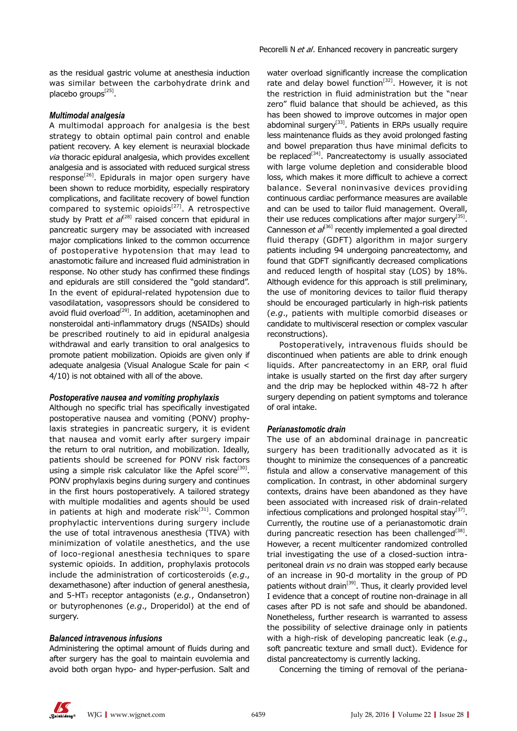as the residual gastric volume at anesthesia induction was similar between the carbohydrate drink and placebo groups[25].

### *Multimodal analgesia*

A multimodal approach for analgesia is the best strategy to obtain optimal pain control and enable patient recovery. A key element is neuraxial blockade *via* thoracic epidural analgesia, which provides excellent analgesia and is associated with reduced surgical stress response[26]. Epidurals in major open surgery have been shown to reduce morbidity, especially respiratory complications, and facilitate recovery of bowel function compared to systemic opioids[27]. A retrospective study by Pratt *et al*[28] raised concern that epidural in pancreatic surgery may be associated with increased major complications linked to the common occurrence of postoperative hypotension that may lead to anastomotic failure and increased fluid administration in response. No other study has confirmed these findings and epidurals are still considered the "gold standard". In the event of epidural-related hypotension due to vasodilatation, vasopressors should be considered to avoid fluid overload[29]. In addition, acetaminophen and nonsteroidal anti-inflammatory drugs (NSAIDs) should be prescribed routinely to aid in epidural analgesia withdrawal and early transition to oral analgesics to promote patient mobilization. Opioids are given only if adequate analgesia (Visual Analogue Scale for pain < 4/10) is not obtained with all of the above.

### *Postoperative nausea and vomiting prophylaxis*

Although no specific trial has specifically investigated postoperative nausea and vomiting (PONV) prophylaxis strategies in pancreatic surgery, it is evident that nausea and vomit early after surgery impair the return to oral nutrition, and mobilization. Ideally, patients should be screened for PONV risk factors using a simple risk calculator like the Apfel score[30]. PONV prophylaxis begins during surgery and continues in the first hours postoperatively. A tailored strategy with multiple modalities and agents should be used in patients at high and moderate risk[31]. Common prophylactic interventions during surgery include the use of total intravenous anesthesia (TIVA) with minimization of volatile anesthetics, and the use of loco-regional anesthesia techniques to spare systemic opioids. In addition, prophylaxis protocols include the administration of corticosteroids (*e.g.*, dexamethasone) after induction of general anesthesia, and 5-HT$_3$ receptor antagonists (*e.g.*, Ondansetron) or butyrophenones (*e.g.*, Droperidol) at the end of surgery.

### *Balanced intravenous infusions*

Administering the optimal amount of fluids during and after surgery has the goal to maintain euvolemia and avoid both organ hypo- and hyper-perfusion. Salt and water overload significantly increase the complication rate and delay bowel function[32]. However, it is not the restriction in fluid administration but the "near zero" fluid balance that should be achieved, as this has been showed to improve outcomes in major open abdominal surgery[33]. Patients in ERPs usually require less maintenance fluids as they avoid prolonged fasting and bowel preparation thus have minimal deficits to be replaced[34]. Pancreatectomy is usually associated with large volume depletion and considerable blood loss, which makes it more difficult to achieve a correct balance. Several noninvasive devices providing continuous cardiac performance measures are available and can be used to tailor fluid management. Overall, their use reduces complications after major surgery[35]. Cannesson *et al*[36] recently implemented a goal directed fluid therapy (GDFT) algorithm in major surgery patients including 94 undergoing pancreatectomy, and found that GDFT significantly decreased complications and reduced length of hospital stay (LOS) by 18%. Although evidence for this approach is still preliminary, the use of monitoring devices to tailor fluid therapy should be encouraged particularly in high-risk patients (*e.g.*, patients with multiple comorbid diseases or candidate to multivisceral resection or complex vascular reconstructions).

Postoperatively, intravenous fluids should be discontinued when patients are able to drink enough liquids. After pancreatectomy in an ERP, oral fluid intake is usually started on the first day after surgery and the drip may be heplocked within 48-72 h after surgery depending on patient symptoms and tolerance of oral intake.

### *Perianastomotic drain*

The use of an abdominal drainage in pancreatic surgery has been traditionally advocated as it is thought to minimize the consequences of a pancreatic fistula and allow a conservative management of this complication. In contrast, in other abdominal surgery contexts, drains have been abandoned as they have been associated with increased risk of drain-related infectious complications and prolonged hospital stay[37]. Currently, the routine use of a perianastomotic drain during pancreatic resection has been challenged[38]. However, a recent multicenter randomized controlled trial investigating the use of a closed-suction intraperitoneal drain *vs* no drain was stopped early because of an increase in 90-d mortality in the group of PD patients without drain[39]. Thus, it clearly provided level I evidence that a concept of routine non-drainage in all cases after PD is not safe and should be abandoned. Nonetheless, further research is warranted to assess the possibility of selective drainage only in patients with a high-risk of developing pancreatic leak (*e.g.*, soft pancreatic texture and small duct). Evidence for distal pancreatectomy is currently lacking.

Concerning the timing of removal of the periana-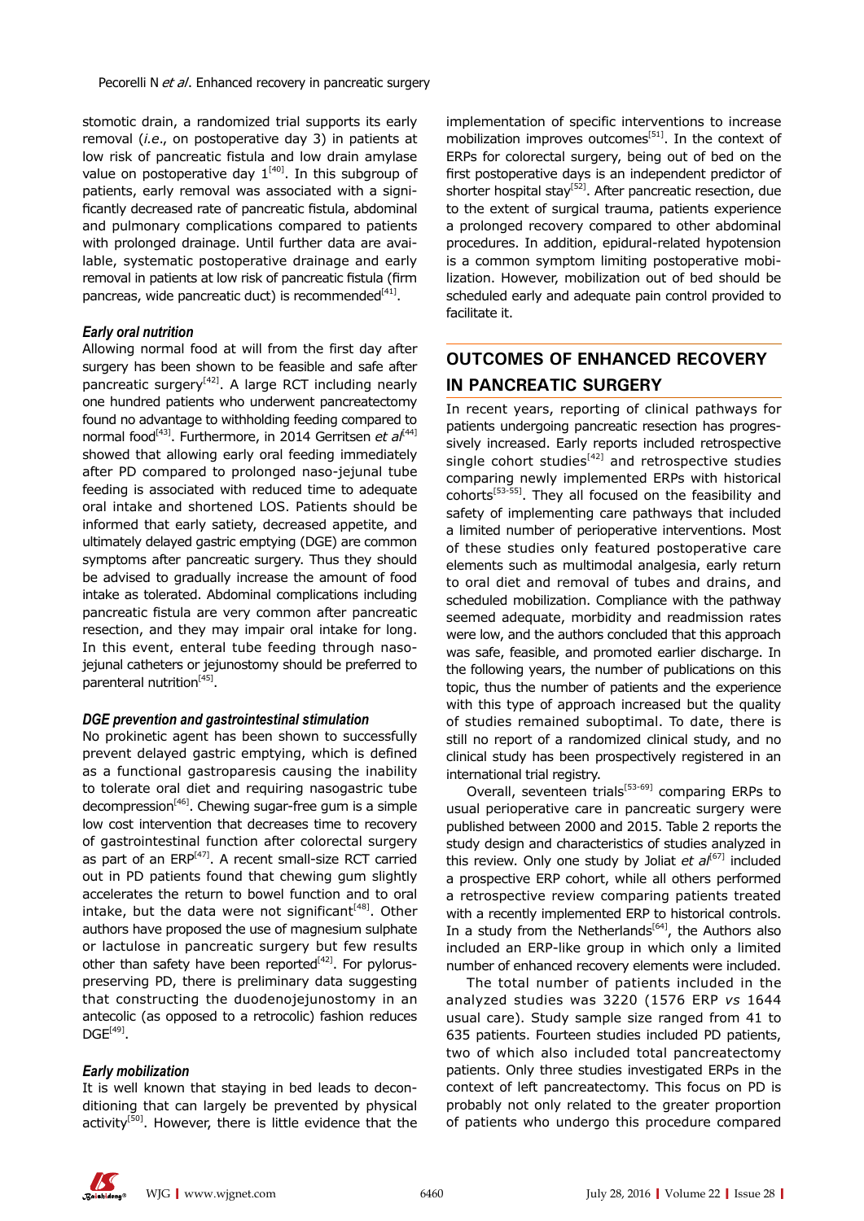stomotic drain, a randomized trial supports its early removal (*i.e.*, on postoperative day 3) in patients at low risk of pancreatic fistula and low drain amylase value on postoperative day 1[40]. In this subgroup of patients, early removal was associated with a significantly decreased rate of pancreatic fistula, abdominal and pulmonary complications compared to patients with prolonged drainage. Until further data are available, systematic postoperative drainage and early removal in patients at low risk of pancreatic fistula (firm pancreas, wide pancreatic duct) is recommended[41].

### *Early oral nutrition*

Allowing normal food at will from the first day after surgery has been shown to be feasible and safe after pancreatic surgery[42]. A large RCT including nearly one hundred patients who underwent pancreatectomy found no advantage to withholding feeding compared to normal food[43]. Furthermore, in 2014 Gerritsen *et al*[44] showed that allowing early oral feeding immediately after PD compared to prolonged naso-jejunal tube feeding is associated with reduced time to adequate oral intake and shortened LOS. Patients should be informed that early satiety, decreased appetite, and ultimately delayed gastric emptying (DGE) are common symptoms after pancreatic surgery. Thus they should be advised to gradually increase the amount of food intake as tolerated. Abdominal complications including pancreatic fistula are very common after pancreatic resection, and they may impair oral intake for long. In this event, enteral tube feeding through naso-jejunal catheters or jejunostomy should be preferred to parenteral nutrition[45].

### *DGE prevention and gastrointestinal stimulation*

No prokinetic agent has been shown to successfully prevent delayed gastric emptying, which is defined as a functional gastroparesis causing the inability to tolerate oral diet and requiring nasogastric tube decompression[46]. Chewing sugar-free gum is a simple low cost intervention that decreases time to recovery of gastrointestinal function after colorectal surgery as part of an ERP[47]. A recent small-size RCT carried out in PD patients found that chewing gum slightly accelerates the return to bowel function and to oral intake, but the data were not significant[48]. Other authors have proposed the use of magnesium sulphate or lactulose in pancreatic surgery but few results other than safety have been reported[42]. For pylorus-preserving PD, there is preliminary data suggesting that constructing the duodenojejunostomy in an antecolic (as opposed to a retrocolic) fashion reduces DGE[49].

### *Early mobilization*

It is well known that staying in bed leads to deconditioning that can largely be prevented by physical activity[50]. However, there is little evidence that the implementation of specific interventions to increase mobilization improves outcomes[51]. In the context of ERPs for colorectal surgery, being out of bed on the first postoperative days is an independent predictor of shorter hospital stay[52]. After pancreatic resection, due to the extent of surgical trauma, patients experience a prolonged recovery compared to other abdominal procedures. In addition, epidural-related hypotension is a common symptom limiting postoperative mobilization. However, mobilization out of bed should be scheduled early and adequate pain control provided to facilitate it.

## OUTCOMES OF ENHANCED RECOVERY IN PANCREATIC SURGERY

In recent years, reporting of clinical pathways for patients undergoing pancreatic resection has progressively increased. Early reports included retrospective single cohort studies[42] and retrospective studies comparing newly implemented ERPs with historical cohorts[53-55]. They all focused on the feasibility and safety of implementing care pathways that included a limited number of perioperative interventions. Most of these studies only featured postoperative care elements such as multimodal analgesia, early return to oral diet and removal of tubes and drains, and scheduled mobilization. Compliance with the pathway seemed adequate, morbidity and readmission rates were low, and the authors concluded that this approach was safe, feasible, and promoted earlier discharge. In the following years, the number of publications on this topic, thus the number of patients and the experience with this type of approach increased but the quality of studies remained suboptimal. To date, there is still no report of a randomized clinical study, and no clinical study has been prospectively registered in an international trial registry.

Overall, seventeen trials[53-69] comparing ERPs to usual perioperative care in pancreatic surgery were published between 2000 and 2015. Table 2 reports the study design and characteristics of studies analyzed in this review. Only one study by Joliat *et al*[67] included a prospective ERP cohort, while all others performed a retrospective review comparing patients treated with a recently implemented ERP to historical controls. In a study from the Netherlands[64], the Authors also included an ERP-like group in which only a limited number of enhanced recovery elements were included.

The total number of patients included in the analyzed studies was 3220 (1576 ERP *vs* 1644 usual care). Study sample size ranged from 41 to 635 patients. Fourteen studies included PD patients, two of which also included total pancreatectomy patients. Only three studies investigated ERPs in the context of left pancreatectomy. This focus on PD is probably not only related to the greater proportion of patients who undergo this procedure compared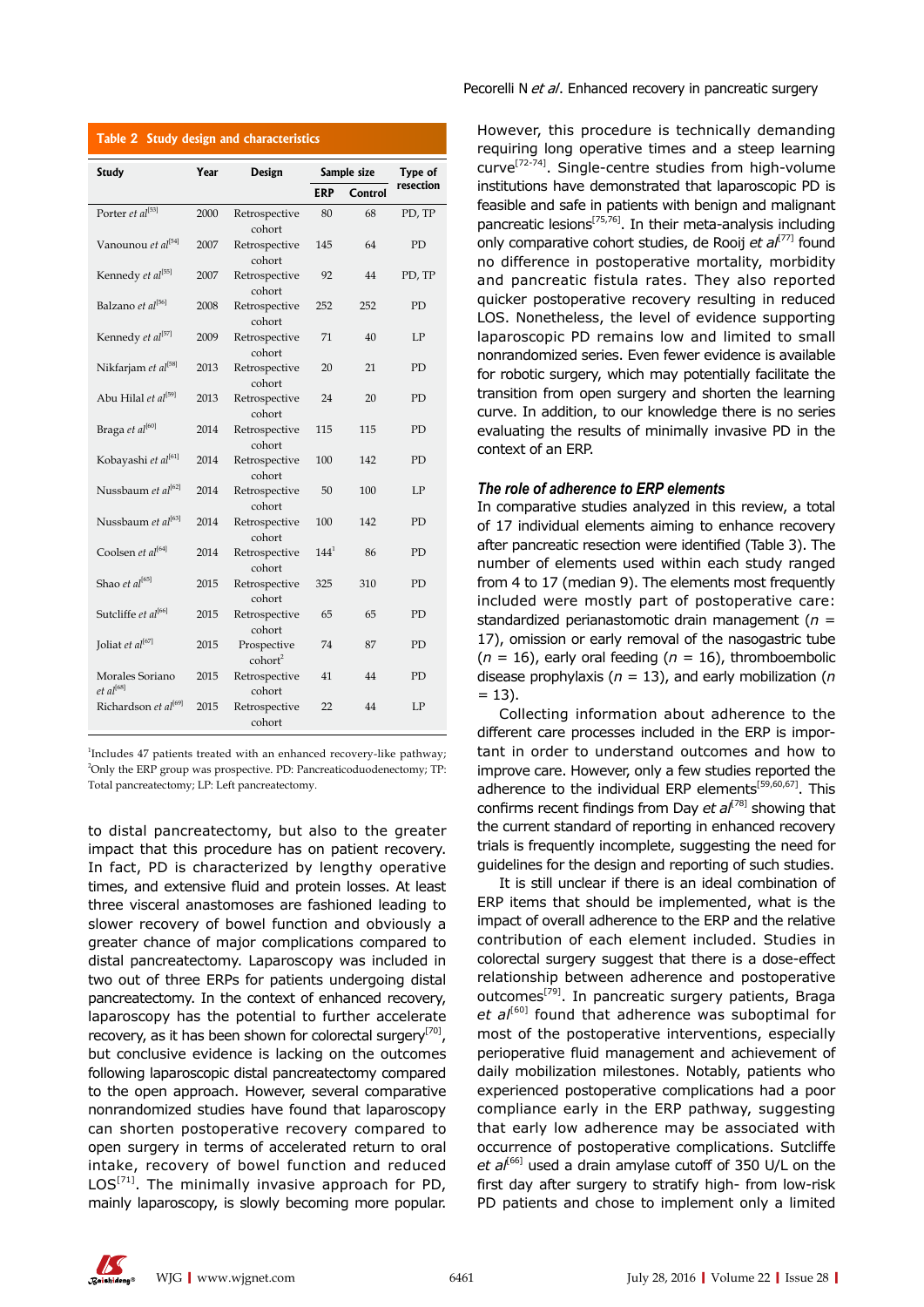**Table 2 Study design and characteristics**

| Study | Year | Design | Sample size | | Type of resection |
|---|---|---|---|---|---|
| | | | ERP | Control | |
| Porter *et al*[53] | 2000 | Retrospective cohort | 80 | 68 | PD, TP |
| Vanounou *et al*[54] | 2007 | Retrospective cohort | 145 | 64 | PD |
| Kennedy *et al*[55] | 2007 | Retrospective cohort | 92 | 44 | PD, TP |
| Balzano *et al*[56] | 2008 | Retrospective cohort | 252 | 252 | PD |
| Kennedy *et al*[57] | 2009 | Retrospective cohort | 71 | 40 | LP |
| Nikfarjam *et al*[58] | 2013 | Retrospective cohort | 20 | 21 | PD |
| Abu Hilal *et al*[59] | 2013 | Retrospective cohort | 24 | 20 | PD |
| Braga *et al*[60] | 2014 | Retrospective cohort | 115 | 115 | PD |
| Kobayashi *et al*[61] | 2014 | Retrospective cohort | 100 | 142 | PD |
| Nussbaum *et al*[62] | 2014 | Retrospective cohort | 50 | 100 | LP |
| Nussbaum *et al*[63] | 2014 | Retrospective cohort | 100 | 142 | PD |
| Coolsen *et al*[64] | 2014 | Retrospective cohort | 144[1] | 86 | PD |
| Shao *et al*[65] | 2015 | Retrospective cohort | 325 | 310 | PD |
| Sutcliffe *et al*[66] | 2015 | Retrospective cohort | 65 | 65 | PD |
| Joliat *et al*[67] | 2015 | Prospective cohort[2] | 74 | 87 | PD |
| Morales Soriano *et al*[68] | 2015 | Retrospective cohort | 41 | 44 | PD |
| Richardson *et al*[69] | 2015 | Retrospective cohort | 22 | 44 | LP |

[1]Includes 47 patients treated with an enhanced recovery-like pathway; [2]Only the ERP group was prospective. PD: Pancreaticoduodenectomy; TP: Total pancreatectomy; LP: Left pancreatectomy.

to distal pancreatectomy, but also to the greater impact that this procedure has on patient recovery. In fact, PD is characterized by lengthy operative times, and extensive fluid and protein losses. At least three visceral anastomoses are fashioned leading to slower recovery of bowel function and obviously a greater chance of major complications compared to distal pancreatectomy. Laparoscopy was included in two out of three ERPs for patients undergoing distal pancreatectomy. In the context of enhanced recovery, laparoscopy has the potential to further accelerate recovery, as it has been shown for colorectal surgery[70], but conclusive evidence is lacking on the outcomes following laparoscopic distal pancreatectomy compared to the open approach. However, several comparative nonrandomized studies have found that laparoscopy can shorten postoperative recovery compared to open surgery in terms of accelerated return to oral intake, recovery of bowel function and reduced LOS[71]. The minimally invasive approach for PD, mainly laparoscopy, is slowly becoming more popular. However, this procedure is technically demanding requiring long operative times and a steep learning curve[72-74]. Single-centre studies from high-volume institutions have demonstrated that laparoscopic PD is feasible and safe in patients with benign and malignant pancreatic lesions[75,76]. In their meta-analysis including only comparative cohort studies, de Rooij *et al*[77] found no difference in postoperative mortality, morbidity and pancreatic fistula rates. They also reported quicker postoperative recovery resulting in reduced LOS. Nonetheless, the level of evidence supporting laparoscopic PD remains low and limited to small nonrandomized series. Even fewer evidence is available for robotic surgery, which may potentially facilitate the transition from open surgery and shorten the learning curve. In addition, to our knowledge there is no series evaluating the results of minimally invasive PD in the context of an ERP.

### The role of adherence to ERP elements

In comparative studies analyzed in this review, a total of 17 individual elements aiming to enhance recovery after pancreatic resection were identified (Table 3). The number of elements used within each study ranged from 4 to 17 (median 9). The elements most frequently included were mostly part of postoperative care: standardized perianastomotic drain management ($n$ = 17), omission or early removal of the nasogastric tube ($n$ = 16), early oral feeding ($n$ = 16), thromboembolic disease prophylaxis ($n$ = 13), and early mobilization ($n$ = 13).

Collecting information about adherence to the different care processes included in the ERP is important in order to understand outcomes and how to improve care. However, only a few studies reported the adherence to the individual ERP elements[59,60,67]. This confirms recent findings from Day *et al*[78] showing that the current standard of reporting in enhanced recovery trials is frequently incomplete, suggesting the need for guidelines for the design and reporting of such studies.

It is still unclear if there is an ideal combination of ERP items that should be implemented, what is the impact of overall adherence to the ERP and the relative contribution of each element included. Studies in colorectal surgery suggest that there is a dose-effect relationship between adherence and postoperative outcomes[79]. In pancreatic surgery patients, Braga *et al*[60] found that adherence was suboptimal for most of the postoperative interventions, especially perioperative fluid management and achievement of daily mobilization milestones. Notably, patients who experienced postoperative complications had a poor compliance early in the ERP pathway, suggesting that early low adherence may be associated with occurrence of postoperative complications. Sutcliffe *et al*[66] used a drain amylase cutoff of 350 U/L on the first day after surgery to stratify high- from low-risk PD patients and chose to implement only a limited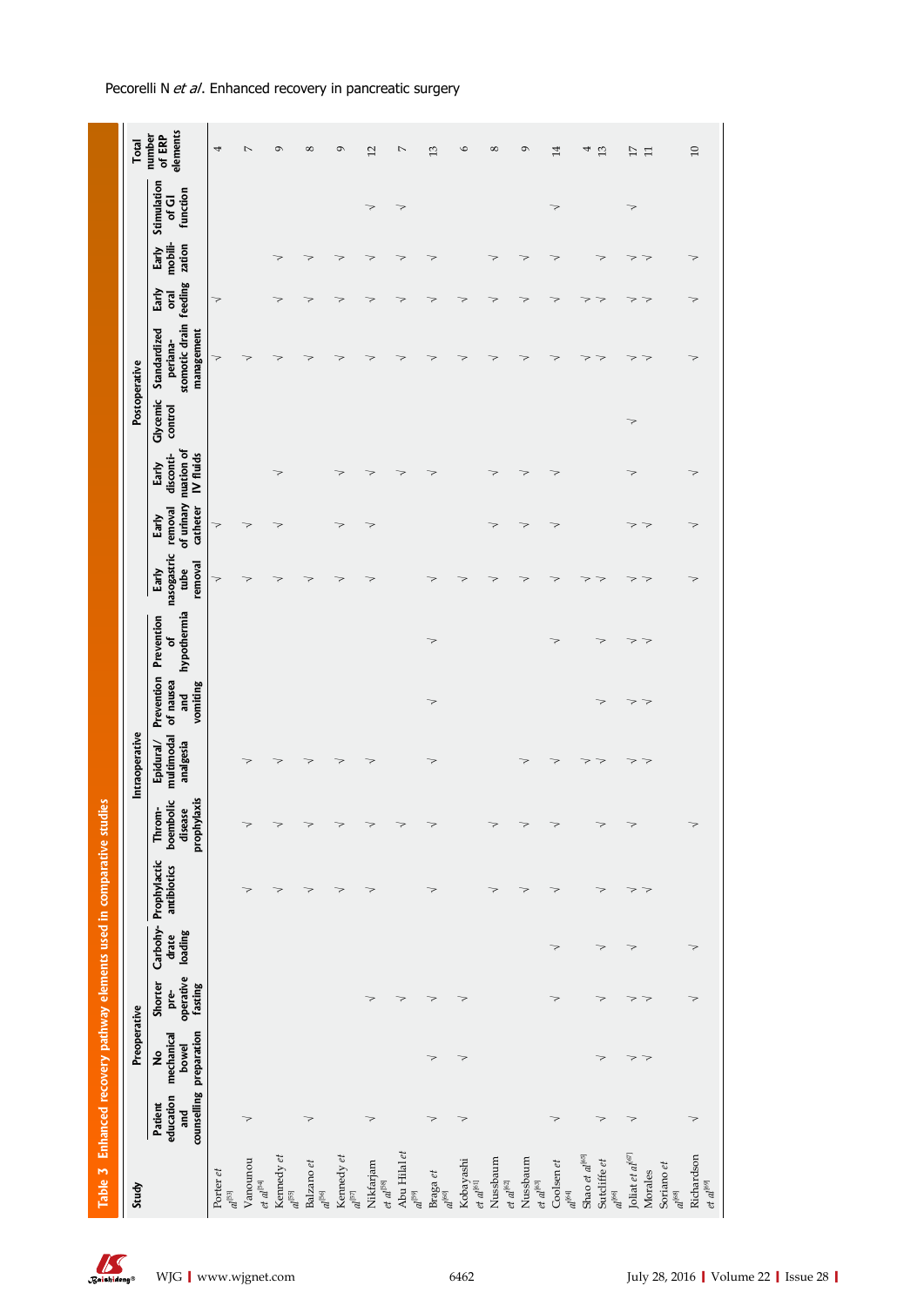**Table 3 Enhanced recovery pathway elements used in comparative studies**

| Study | Preoperative | | | | Intraoperative | | | | | Postoperative | | | | | | | | Total number of ERP elements |
|---|---|---|---|---|---|---|---|---|---|---|---|---|---|---|---|---|---|---|
| | Patient education and counselling | No mechanical bowel preparation | Shorter pre-operative fasting | Carbohy-drate loading | Prophylactic antibiotics | Throm-boembolic disease prophylaxis | Epidural/multimodal analgesia | Prevention of nausea and vomiting | Prevention of hypothermia | Early nasogastric tube removal | Early removal of urinary catheter | Early disconti-nuation of IV fluids | Glycemic control | Standardized periana-stomotic drain management | Early oral feeding | Early mobili-zation | Stimulation of GI function | |
| Porter *et al*[53] | | | | | | | | | | √ | √ | | | √ | √ | | | 4 |
| Vanounou *et al*[54] | √ | | | | √ | √ | √ | | | √ | √ | | | √ | | | | 7 |
| Kennedy *et al*[55] | | | | | √ | √ | √ | | | √ | √ | √ | | √ | √ | √ | | 9 |
| Balzano *et al*[56] | √ | | | | √ | √ | √ | | | √ | | | | √ | √ | √ | | 8 |
| Kennedy *et al*[57] | | | | | √ | √ | √ | | | √ | √ | √ | | √ | √ | √ | | 9 |
| Nikfarjam *et al*[58] | √ | | √ | | √ | √ | √ | | | √ | √ | √ | | √ | √ | √ | √ | 12 |
| Abu Hilal *et al*[59] | | | √ | | | √ | | | | | | √ | | √ | √ | √ | √ | 7 |
| Braga *et al*[60] | √ | √ | √ | | √ | √ | √ | √ | √ | √ | | √ | | √ | √ | √ | | 13 |
| Kobayashi *et al*[61] | √ | √ | √ | | | | | | | √ | | | | √ | √ | | | 6 |
| Nussbaum *et al*[62] | | | | | √ | √ | | | | √ | √ | √ | | √ | √ | √ | | 8 |
| Nussbaum *et al*[63] | | | | | √ | √ | √ | | | √ | √ | √ | | √ | √ | √ | | 9 |
| Coolsen *et al*[64] | √ | | √ | √ | √ | √ | √ | | √ | √ | √ | √ | | √ | √ | √ | √ | 14 |
| Shao *et al*[65] | | | | | | | √ | | | √ | | | | √ | √ | | | 4 |
| Sutcliffe *et al*[66] | √ | √ | √ | √ | √ | √ | √ | √ | √ | √ | | | | √ | √ | √ | | 13 |
| Joliat *et al*[67] | √ | √ | √ | √ | √ | √ | √ | √ | √ | √ | √ | √ | √ | √ | √ | √ | √ | 17 |
| Morales Soriano *et al*[68] | | √ | √ | | √ | | √ | √ | √ | √ | √ | | | √ | √ | √ | | 11 |
| Richardson *et al*[69] | √ | | √ | √ | | √ | | | | √ | √ | √ | | √ | √ | √ | | 10 |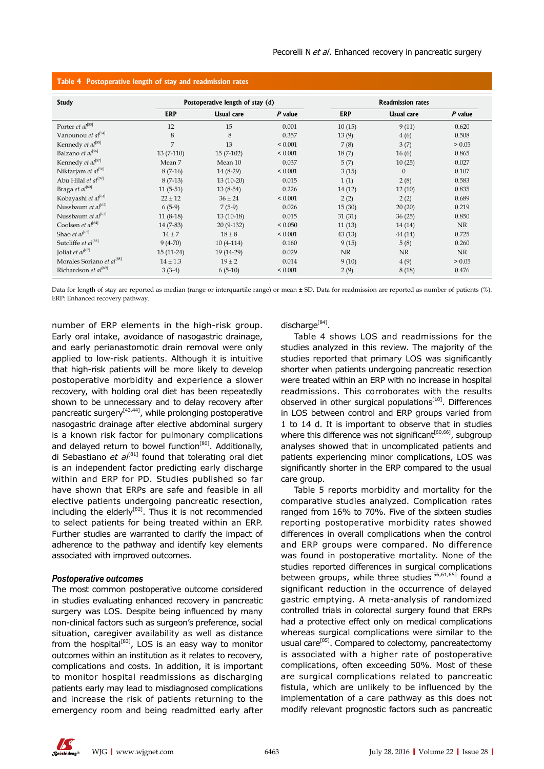**Table 4 Postoperative length of stay and readmission rates**

| Study | Postoperative length of stay (d) | | | Readmission rates | | |
|---|---|---|---|---|---|---|
| | ERP | Usual care | *P* value | ERP | Usual care | *P* value |
| Porter *et al*[53] | 12 | 15 | 0.001 | 10 (15) | 9 (11) | 0.620 |
| Vanounou *et al*[54] | 8 | 8 | 0.357 | 13 (9) | 4 (6) | 0.508 |
| Kennedy *et al*[55] | 7 | 13 | < 0.001 | 7 (8) | 3 (7) | > 0.05 |
| Balzano *et al*[56] | 13 (7-110) | 15 (7-102) | < 0.001 | 18 (7) | 16 (6) | 0.865 |
| Kennedy *et al*[57] | Mean 7 | Mean 10 | 0.037 | 5 (7) | 10 (25) | 0.027 |
| Nikfarjam *et al*[58] | 8 (7-16) | 14 (8-29) | < 0.001 | 3 (15) | 0 | 0.107 |
| Abu Hilal *et al*[59] | 8 (7-13) | 13 (10-20) | 0.015 | 1 (1) | 2 (8) | 0.583 |
| Braga *et al*[60] | 11 (5-51) | 13 (8-54) | 0.226 | 14 (12) | 12 (10) | 0.835 |
| Kobayashi *et al*[61] | 22 ± 12 | 36 ± 24 | < 0.001 | 2 (2) | 2 (2) | 0.689 |
| Nussbaum *et al*[62] | 6 (5-9) | 7 (5-9) | 0.026 | 15 (30) | 20 (20) | 0.219 |
| Nussbaum *et al*[63] | 11 (8-18) | 13 (10-18) | 0.015 | 31 (31) | 36 (25) | 0.850 |
| Coolsen *et al*[64] | 14 (7-83) | 20 (9-132) | < 0.050 | 11 (13) | 14 (14) | NR |
| Shao *et al*[65] | 14 ± 7 | 18 ± 8 | < 0.001 | 43 (13) | 44 (14) | 0.725 |
| Sutcliffe *et al*[66] | 9 (4-70) | 10 (4-114) | 0.160 | 9 (15) | 5 (8) | 0.260 |
| Joliat *et al*[67] | 15 (11-24) | 19 (14-29) | 0.029 | NR | NR | NR |
| Morales Soriano *et al*[68] | 14 ± 1.3 | 19 ± 2 | 0.014 | 9 (10) | 4 (9) | > 0.05 |
| Richardson *et al*[69] | 3 (3-4) | 6 (5-10) | < 0.001 | 2 (9) | 8 (18) | 0.476 |

Data for length of stay are reported as median (range or interquartile range) or mean ± SD. Data for readmission are reported as number of patients (%). ERP: Enhanced recovery pathway.

number of ERP elements in the high-risk group. Early oral intake, avoidance of nasogastric drainage, and early perianastomotic drain removal were only applied to low-risk patients. Although it is intuitive that high-risk patients will be more likely to develop postoperative morbidity and experience a slower recovery, with holding oral diet has been repeatedly shown to be unnecessary and to delay recovery after pancreatic surgery[43,44], while prolonging postoperative nasogastric drainage after elective abdominal surgery is a known risk factor for pulmonary complications and delayed return to bowel function[80]. Additionally, di Sebastiano *et al*[81] found that tolerating oral diet is an independent factor predicting early discharge within and ERP for PD. Studies published so far have shown that ERPs are safe and feasible in all elective patients undergoing pancreatic resection, including the elderly[82]. Thus it is not recommended to select patients for being treated within an ERP. Further studies are warranted to clarify the impact of adherence to the pathway and identify key elements associated with improved outcomes.

### *Postoperative outcomes*

The most common postoperative outcome considered in studies evaluating enhanced recovery in pancreatic surgery was LOS. Despite being influenced by many non-clinical factors such as surgeon's preference, social situation, caregiver availability as well as distance from the hospital[83], LOS is an easy way to monitor outcomes within an institution as it relates to recovery, complications and costs. In addition, it is important to monitor hospital readmissions as discharging patients early may lead to misdiagnosed complications and increase the risk of patients returning to the emergency room and being readmitted early after discharge[84].

Table 4 shows LOS and readmissions for the studies analyzed in this review. The majority of the studies reported that primary LOS was significantly shorter when patients undergoing pancreatic resection were treated within an ERP with no increase in hospital readmissions. This corroborates with the results observed in other surgical populations[10]. Differences in LOS between control and ERP groups varied from 1 to 14 d. It is important to observe that in studies where this difference was not significant[60,66], subgroup analyses showed that in uncomplicated patients and patients experiencing minor complications, LOS was significantly shorter in the ERP compared to the usual care group.

Table 5 reports morbidity and mortality for the comparative studies analyzed. Complication rates ranged from 16% to 70%. Five of the sixteen studies reporting postoperative morbidity rates showed differences in overall complications when the control and ERP groups were compared. No difference was found in postoperative mortality. None of the studies reported differences in surgical complications between groups, while three studies[56,61,65] found a significant reduction in the occurrence of delayed gastric emptying. A meta-analysis of randomized controlled trials in colorectal surgery found that ERPs had a protective effect only on medical complications whereas surgical complications were similar to the usual care[85]. Compared to colectomy, pancreatectomy is associated with a higher rate of postoperative complications, often exceeding 50%. Most of these are surgical complications related to pancreatic fistula, which are unlikely to be influenced by the implementation of a care pathway as this does not modify relevant prognostic factors such as pancreatic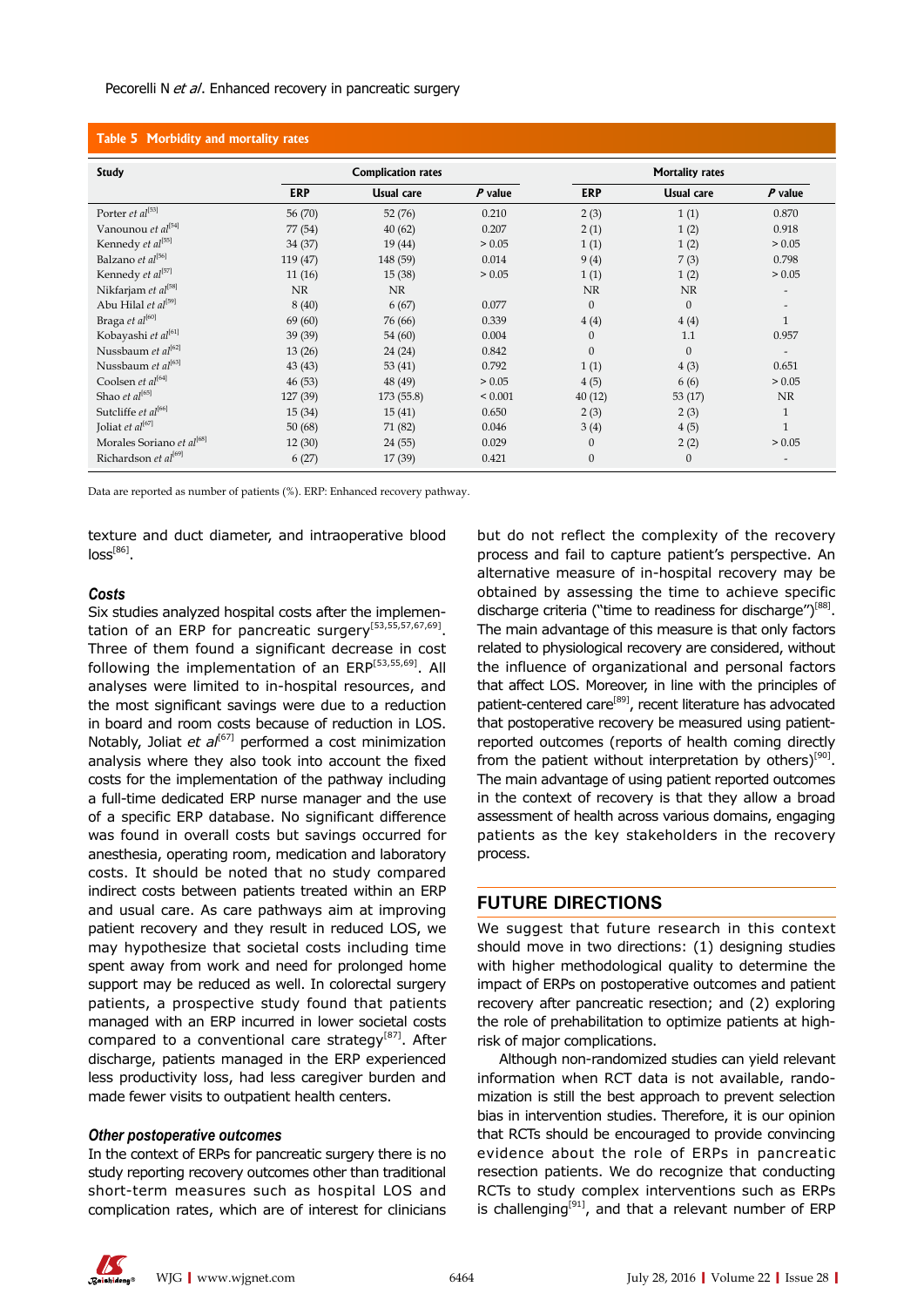**Table 5 Morbidity and mortality rates**

| Study | Complication rates | | | Mortality rates | | |
|---|---|---|---|---|---|---|
| | ERP | Usual care | *P* value | ERP | Usual care | *P* value |
| Porter *et al*[53] | 56 (70) | 52 (76) | 0.210 | 2 (3) | 1 (1) | 0.870 |
| Vanounou *et al*[54] | 77 (54) | 40 (62) | 0.207 | 2 (1) | 1 (2) | 0.918 |
| Kennedy *et al*[55] | 34 (37) | 19 (44) | > 0.05 | 1 (1) | 1 (2) | > 0.05 |
| Balzano *et al*[56] | 119 (47) | 148 (59) | 0.014 | 9 (4) | 7 (3) | 0.798 |
| Kennedy *et al*[57] | 11 (16) | 15 (38) | > 0.05 | 1 (1) | 1 (2) | > 0.05 |
| Nikfarjam *et al*[58] | NR | NR | | NR | NR | - |
| Abu Hilal *et al*[59] | 8 (40) | 6 (67) | 0.077 | 0 | 0 | - |
| Braga *et al*[60] | 69 (60) | 76 (66) | 0.339 | 4 (4) | 4 (4) | 1 |
| Kobayashi *et al*[61] | 39 (39) | 54 (60) | 0.004 | 0 | 1.1 | 0.957 |
| Nussbaum *et al*[62] | 13 (26) | 24 (24) | 0.842 | 0 | 0 | - |
| Nussbaum *et al*[63] | 43 (43) | 53 (41) | 0.792 | 1 (1) | 4 (3) | 0.651 |
| Coolsen *et al*[64] | 46 (53) | 48 (49) | > 0.05 | 4 (5) | 6 (6) | > 0.05 |
| Shao *et al*[65] | 127 (39) | 173 (55.8) | < 0.001 | 40 (12) | 53 (17) | NR |
| Sutcliffe *et al*[66] | 15 (34) | 15 (41) | 0.650 | 2 (3) | 2 (3) | 1 |
| Joliat *et al*[67] | 50 (68) | 71 (82) | 0.046 | 3 (4) | 4 (5) | 1 |
| Morales Soriano *et al*[68] | 12 (30) | 24 (55) | 0.029 | 0 | 2 (2) | > 0.05 |
| Richardson *et al*[69] | 6 (27) | 17 (39) | 0.421 | 0 | 0 | - |

Data are reported as number of patients (%). ERP: Enhanced recovery pathway.

texture and duct diameter, and intraoperative blood loss[86].

### *Costs*

Six studies analyzed hospital costs after the implementation of an ERP for pancreatic surgery[53,55,57,67,69]. Three of them found a significant decrease in cost following the implementation of an ERP[53,55,69]. All analyses were limited to in-hospital resources, and the most significant savings were due to a reduction in board and room costs because of reduction in LOS. Notably, Joliat *et al*[67] performed a cost minimization analysis where they also took into account the fixed costs for the implementation of the pathway including a full-time dedicated ERP nurse manager and the use of a specific ERP database. No significant difference was found in overall costs but savings occurred for anesthesia, operating room, medication and laboratory costs. It should be noted that no study compared indirect costs between patients treated within an ERP and usual care. As care pathways aim at improving patient recovery and they result in reduced LOS, we may hypothesize that societal costs including time spent away from work and need for prolonged home support may be reduced as well. In colorectal surgery patients, a prospective study found that patients managed with an ERP incurred in lower societal costs compared to a conventional care strategy[87]. After discharge, patients managed in the ERP experienced less productivity loss, had less caregiver burden and made fewer visits to outpatient health centers.

### *Other postoperative outcomes*

In the context of ERPs for pancreatic surgery there is no study reporting recovery outcomes other than traditional short-term measures such as hospital LOS and complication rates, which are of interest for clinicians but do not reflect the complexity of the recovery process and fail to capture patient's perspective. An alternative measure of in-hospital recovery may be obtained by assessing the time to achieve specific discharge criteria ("time to readiness for discharge")[88]. The main advantage of this measure is that only factors related to physiological recovery are considered, without the influence of organizational and personal factors that affect LOS. Moreover, in line with the principles of patient-centered care[89], recent literature has advocated that postoperative recovery be measured using patient-reported outcomes (reports of health coming directly from the patient without interpretation by others)[90]. The main advantage of using patient reported outcomes in the context of recovery is that they allow a broad assessment of health across various domains, engaging patients as the key stakeholders in the recovery process.

## FUTURE DIRECTIONS

We suggest that future research in this context should move in two directions: (1) designing studies with higher methodological quality to determine the impact of ERPs on postoperative outcomes and patient recovery after pancreatic resection; and (2) exploring the role of prehabilitation to optimize patients at high-risk of major complications.

Although non-randomized studies can yield relevant information when RCT data is not available, randomization is still the best approach to prevent selection bias in intervention studies. Therefore, it is our opinion that RCTs should be encouraged to provide convincing evidence about the role of ERPs in pancreatic resection patients. We do recognize that conducting RCTs to study complex interventions such as ERPs is challenging[91], and that a relevant number of ERP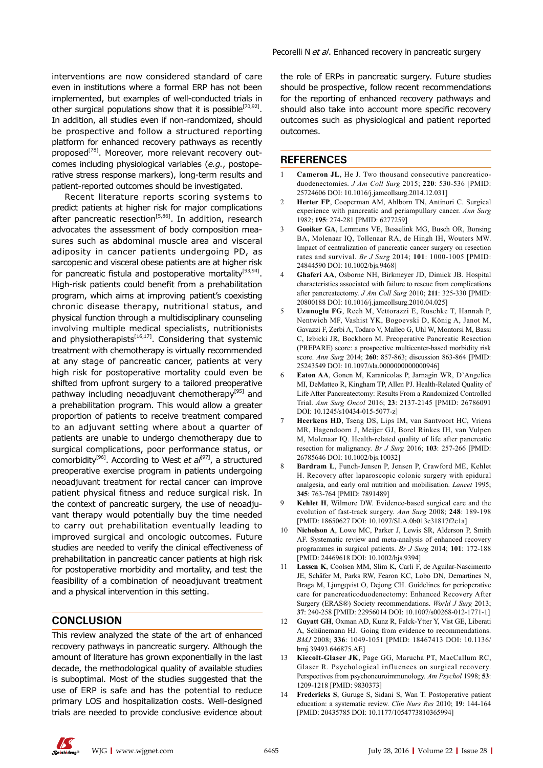interventions are now considered standard of care even in institutions where a formal ERP has not been implemented, but examples of well-conducted trials in other surgical populations show that it is possible[70,92]. In addition, all studies even if non-randomized, should be prospective and follow a structured reporting platform for enhanced recovery pathways as recently proposed[78]. Moreover, more relevant recovery outcomes including physiological variables (*e.g.*, postoperative stress response markers), long-term results and patient-reported outcomes should be investigated.

Recent literature reports scoring systems to predict patients at higher risk for major complications after pancreatic resection[5,86]. In addition, research advocates the assessment of body composition measures such as abdominal muscle area and visceral adiposity in cancer patients undergoing PD, as sarcopenic and visceral obese patients are at higher risk for pancreatic fistula and postoperative mortality[93,94]. High-risk patients could benefit from a prehabilitation program, which aims at improving patient's coexisting chronic disease therapy, nutritional status, and physical function through a multidisciplinary counseling involving multiple medical specialists, nutritionists and physiotherapists[16,17]. Considering that systemic treatment with chemotherapy is virtually recommended at any stage of pancreatic cancer, patients at very high risk for postoperative mortality could even be shifted from upfront surgery to a tailored preoperative pathway including neoadjuvant chemotherapy[95] and a prehabilitation program. This would allow a greater proportion of patients to receive treatment compared to an adjuvant setting where about a quarter of patients are unable to undergo chemotherapy due to surgical complications, poor performance status, or comorbidity[96]. According to West *et al*[97], a structured preoperative exercise program in patients undergoing neoadjuvant treatment for rectal cancer can improve patient physical fitness and reduce surgical risk. In the context of pancreatic surgery, the use of neoadjuvant therapy would potentially buy the time needed to carry out prehabilitation eventually leading to improved surgical and oncologic outcomes. Future studies are needed to verify the clinical effectiveness of prehabilitation in pancreatic cancer patients at high risk for postoperative morbidity and mortality, and test the feasibility of a combination of neoadjuvant treatment and a physical intervention in this setting.

## CONCLUSION

This review analyzed the state of the art of enhanced recovery pathways in pancreatic surgery. Although the amount of literature has grown exponentially in the last decade, the methodological quality of available studies is suboptimal. Most of the studies suggested that the use of ERP is safe and has the potential to reduce primary LOS and hospitalization costs. Well-designed trials are needed to provide conclusive evidence about the role of ERPs in pancreatic surgery. Future studies should be prospective, follow recent recommendations for the reporting of enhanced recovery pathways and should also take into account more specific recovery outcomes such as physiological and patient reported outcomes.

## REFERENCES

1. **Cameron JL**, He J. Two thousand consecutive pancreaticoduodenectomies. *J Am Coll Surg* 2015; **220**: 530-536 [PMID: 25724606 DOI: 10.1016/j.jamcollsurg.2014.12.031]
2. **Herter FP**, Cooperman AM, Ahlborn TN, Antinori C. Surgical experience with pancreatic and periampullary cancer. *Ann Surg* 1982; **195**: 274-281 [PMID: 6277259]
3. **Gooiker GA**, Lemmens VE, Besselink MG, Busch OR, Bonsing BA, Molenaar IQ, Tollenaar RA, de Hingh IH, Wouters MW. Impact of centralization of pancreatic cancer surgery on resection rates and survival. *Br J Surg* 2014; **101**: 1000-1005 [PMID: 24844590 DOI: 10.1002/bjs.9468]
4. **Ghaferi AA**, Osborne NH, Birkmeyer JD, Dimick JB. Hospital characteristics associated with failure to rescue from complications after pancreatectomy. *J Am Coll Surg* 2010; **211**: 325-330 [PMID: 20800188 DOI: 10.1016/j.jamcollsurg.2010.04.025]
5. **Uzunoglu FG**, Reeh M, Vettorazzi E, Ruschke T, Hannah P, Nentwich MF, Vashist YK, Bogoevski D, König A, Janot M, Gavazzi F, Zerbi A, Todaro V, Malleo G, Uhl W, Montorsi M, Bassi C, Izbicki JR, Bockhorn M. Preoperative Pancreatic Resection (PREPARE) score: a prospective multicenter-based morbidity risk score. *Ann Surg* 2014; **260**: 857-863; discussion 863-864 [PMID: 25243549 DOI: 10.1097/sla.0000000000000946]
6. **Eaton AA**, Gonen M, Karanicolas P, Jarnagin WR, D'Angelica MI, DeMatteo R, Kingham TP, Allen PJ. Health-Related Quality of Life After Pancreatectomy: Results From a Randomized Controlled Trial. *Ann Surg Oncol* 2016; **23**: 2137-2145 [PMID: 26786091 DOI: 10.1245/s10434-015-5077-z]
7. **Heerkens HD**, Tseng DS, Lips IM, van Santvoort HC, Vriens MR, Hagendoorn J, Meijer GJ, Borel Rinkes IH, van Vulpen M, Molenaar IQ. Health-related quality of life after pancreatic resection for malignancy. *Br J Surg* 2016; **103**: 257-266 [PMID: 26785646 DOI: 10.1002/bjs.10032]
8. **Bardram L**, Funch-Jensen P, Jensen P, Crawford ME, Kehlet H. Recovery after laparoscopic colonic surgery with epidural analgesia, and early oral nutrition and mobilisation. *Lancet* 1995; **345**: 763-764 [PMID: 7891489]
9. **Kehlet H**, Wilmore DW. Evidence-based surgical care and the evolution of fast-track surgery. *Ann Surg* 2008; **248**: 189-198 [PMID: 18650627 DOI: 10.1097/SLA.0b013e31817f2c1a]
10. **Nicholson A**, Lowe MC, Parker J, Lewis SR, Alderson P, Smith AF. Systematic review and meta-analysis of enhanced recovery programmes in surgical patients. *Br J Surg* 2014; **101**: 172-188 [PMID: 24469618 DOI: 10.1002/bjs.9394]
11. **Lassen K**, Coolsen MM, Slim K, Carli F, de Aguilar-Nascimento JE, Schäfer M, Parks RW, Fearon KC, Lobo DN, Demartines N, Braga M, Ljungqvist O, Dejong CH. Guidelines for perioperative care for pancreaticoduodenectomy: Enhanced Recovery After Surgery (ERAS®) Society recommendations. *World J Surg* 2013; **37**: 240-258 [PMID: 22956014 DOI: 10.1007/s00268-012-1771-1]
12. **Guyatt GH**, Oxman AD, Kunz R, Falck-Ytter Y, Vist GE, Liberati A, Schünemann HJ. Going from evidence to recommendations. *BMJ* 2008; **336**: 1049-1051 [PMID: 18467413 DOI: 10.1136/bmj.39493.646875.AE]
13. **Kiecolt-Glaser JK**, Page GG, Marucha PT, MacCallum RC, Glaser R. Psychological influences on surgical recovery. Perspectives from psychoneuroimmunology. *Am Psychol* 1998; **53**: 1209-1218 [PMID: 9830373]
14. **Fredericks S**, Guruge S, Sidani S, Wan T. Postoperative patient education: a systematic review. *Clin Nurs Res* 2010; **19**: 144-164 [PMID: 20435785 DOI: 10.1177/1054773810365994]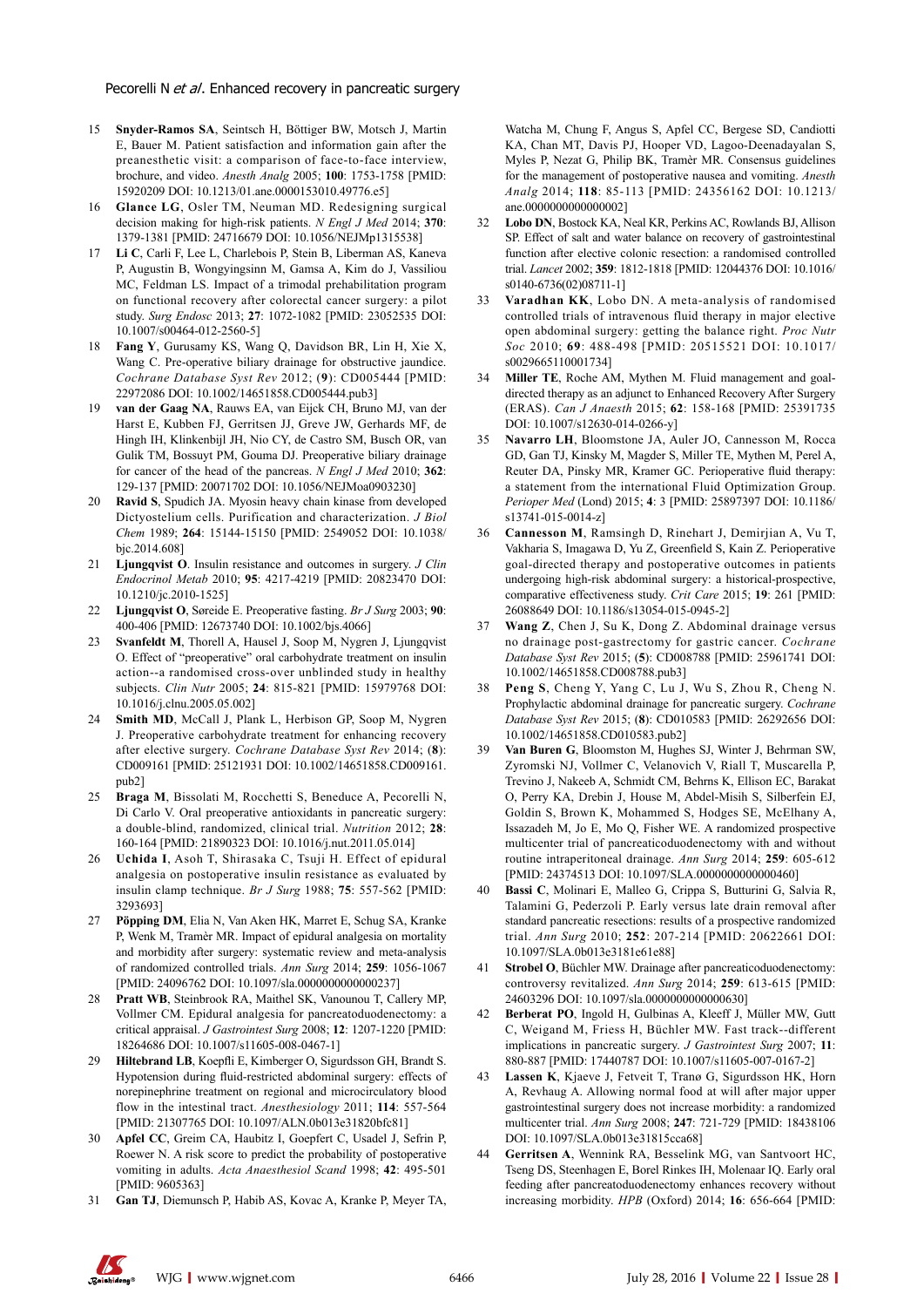15 **Snyder-Ramos SA**, Seintsch H, Böttiger BW, Motsch J, Martin E, Bauer M. Patient satisfaction and information gain after the preanesthetic visit: a comparison of face-to-face interview, brochure, and video. *Anesth Analg* 2005; **100**: 1753-1758 [PMID: 15920209 DOI: 10.1213/01.ane.0000153010.49776.e5]

16 **Glance LG**, Osler TM, Neuman MD. Redesigning surgical decision making for high-risk patients. *N Engl J Med* 2014; **370**: 1379-1381 [PMID: 24716679 DOI: 10.1056/NEJMp1315538]

17 **Li C**, Carli F, Lee L, Charlebois P, Stein B, Liberman AS, Kaneva P, Augustin B, Wongyingsinn M, Gamsa A, Kim do J, Vassiliou MC, Feldman LS. Impact of a trimodal prehabilitation program on functional recovery after colorectal cancer surgery: a pilot study. *Surg Endosc* 2013; **27**: 1072-1082 [PMID: 23052535 DOI: 10.1007/s00464-012-2560-5]

18 **Fang Y**, Gurusamy KS, Wang Q, Davidson BR, Lin H, Xie X, Wang C. Pre-operative biliary drainage for obstructive jaundice. *Cochrane Database Syst Rev* 2012; (**9**): CD005444 [PMID: 22972086 DOI: 10.1002/14651858.CD005444.pub3]

19 **van der Gaag NA**, Rauws EA, van Eijck CH, Bruno MJ, van der Harst E, Kubben FJ, Gerritsen JJ, Greve JW, Gerhards MF, de Hingh IH, Klinkenbijl JH, Nio CY, de Castro SM, Busch OR, van Gulik TM, Bossuyt PM, Gouma DJ. Preoperative biliary drainage for cancer of the head of the pancreas. *N Engl J Med* 2010; **362**: 129-137 [PMID: 20071702 DOI: 10.1056/NEJMoa0903230]

20 **Ravid S**, Spudich JA. Myosin heavy chain kinase from developed Dictyostelium cells. Purification and characterization. *J Biol Chem* 1989; **264**: 15144-15150 [PMID: 2549052 DOI: 10.1038/bjc.2014.608]

21 **Ljungqvist O**. Insulin resistance and outcomes in surgery. *J Clin Endocrinol Metab* 2010; **95**: 4217-4219 [PMID: 20823470 DOI: 10.1210/jc.2010-1525]

22 **Ljungqvist O**, Søreide E. Preoperative fasting. *Br J Surg* 2003; **90**: 400-406 [PMID: 12673740 DOI: 10.1002/bjs.4066]

23 **Svanfeldt M**, Thorell A, Hausel J, Soop M, Nygren J, Ljungqvist O. Effect of "preoperative" oral carbohydrate treatment on insulin action--a randomised cross-over unblinded study in healthy subjects. *Clin Nutr* 2005; **24**: 815-821 [PMID: 15979768 DOI: 10.1016/j.clnu.2005.05.002]

24 **Smith MD**, McCall J, Plank L, Herbison GP, Soop M, Nygren J. Preoperative carbohydrate treatment for enhancing recovery after elective surgery. *Cochrane Database Syst Rev* 2014; (**8**): CD009161 [PMID: 25121931 DOI: 10.1002/14651858.CD009161.pub2]

25 **Braga M**, Bissolati M, Rocchetti S, Beneduce A, Pecorelli N, Di Carlo V. Oral preoperative antioxidants in pancreatic surgery: a double-blind, randomized, clinical trial. *Nutrition* 2012; **28**: 160-164 [PMID: 21890323 DOI: 10.1016/j.nut.2011.05.014]

26 **Uchida I**, Asoh T, Shirasaka C, Tsuji H. Effect of epidural analgesia on postoperative insulin resistance as evaluated by insulin clamp technique. *Br J Surg* 1988; **75**: 557-562 [PMID: 3293693]

27 **Pöpping DM**, Elia N, Van Aken HK, Marret E, Schug SA, Kranke P, Wenk M, Tramèr MR. Impact of epidural analgesia on mortality and morbidity after surgery: systematic review and meta-analysis of randomized controlled trials. *Ann Surg* 2014; **259**: 1056-1067 [PMID: 24096762 DOI: 10.1097/sla.0000000000000237]

28 **Pratt WB**, Steinbrook RA, Maithel SK, Vanounou T, Callery MP, Vollmer CM. Epidural analgesia for pancreatoduodenectomy: a critical appraisal. *J Gastrointest Surg* 2008; **12**: 1207-1220 [PMID: 18264686 DOI: 10.1007/s11605-008-0467-1]

29 **Hiltebrand LB**, Koepfli E, Kimberger O, Sigurdsson GH, Brandt S. Hypotension during fluid-restricted abdominal surgery: effects of norepinephrine treatment on regional and microcirculatory blood flow in the intestinal tract. *Anesthesiology* 2011; **114**: 557-564 [PMID: 21307765 DOI: 10.1097/ALN.0b013e31820bfc81]

30 **Apfel CC**, Greim CA, Haubitz I, Goepfert C, Usadel J, Sefrin P, Roewer N. A risk score to predict the probability of postoperative vomiting in adults. *Acta Anaesthesiol Scand* 1998; **42**: 495-501 [PMID: 9605363]

31 **Gan TJ**, Diemunsch P, Habib AS, Kovac A, Kranke P, Meyer TA, Watcha M, Chung F, Angus S, Apfel CC, Bergese SD, Candiotti KA, Chan MT, Davis PJ, Hooper VD, Lagoo-Deenadayalan S, Myles P, Nezat G, Philip BK, Tramèr MR. Consensus guidelines for the management of postoperative nausea and vomiting. *Anesth Analg* 2014; **118**: 85-113 [PMID: 24356162 DOI: 10.1213/ane.0000000000000002]

32 **Lobo DN**, Bostock KA, Neal KR, Perkins AC, Rowlands BJ, Allison SP. Effect of salt and water balance on recovery of gastrointestinal function after elective colonic resection: a randomised controlled trial. *Lancet* 2002; **359**: 1812-1818 [PMID: 12044376 DOI: 10.1016/s0140-6736(02)08711-1]

33 **Varadhan KK**, Lobo DN. A meta-analysis of randomised controlled trials of intravenous fluid therapy in major elective open abdominal surgery: getting the balance right. *Proc Nutr Soc* 2010; **69**: 488-498 [PMID: 20515521 DOI: 10.1017/s0029665110001734]

34 **Miller TE**, Roche AM, Mythen M. Fluid management and goal-directed therapy as an adjunct to Enhanced Recovery After Surgery (ERAS). *Can J Anaesth* 2015; **62**: 158-168 [PMID: 25391735 DOI: 10.1007/s12630-014-0266-y]

35 **Navarro LH**, Bloomstone JA, Auler JO, Cannesson M, Rocca GD, Gan TJ, Kinsky M, Magder S, Miller TE, Mythen M, Perel A, Reuter DA, Pinsky MR, Kramer GC. Perioperative fluid therapy: a statement from the international Fluid Optimization Group. *Perioper Med* (Lond) 2015; **4**: 3 [PMID: 25897397 DOI: 10.1186/s13741-015-0014-z]

36 **Cannesson M**, Ramsingh D, Rinehart J, Demirjian A, Vu T, Vakharia S, Imagawa D, Yu Z, Greenfield S, Kain Z. Perioperative goal-directed therapy and postoperative outcomes in patients undergoing high-risk abdominal surgery: a historical-prospective, comparative effectiveness study. *Crit Care* 2015; **19**: 261 [PMID: 26088649 DOI: 10.1186/s13054-015-0945-2]

37 **Wang Z**, Chen J, Su K, Dong Z. Abdominal drainage versus no drainage post-gastrectomy for gastric cancer. *Cochrane Database Syst Rev* 2015; (**5**): CD008788 [PMID: 25961741 DOI: 10.1002/14651858.CD008788.pub3]

38 **Peng S**, Cheng Y, Yang C, Lu J, Wu S, Zhou R, Cheng N. Prophylactic abdominal drainage for pancreatic surgery. *Cochrane Database Syst Rev* 2015; (**8**): CD010583 [PMID: 26292656 DOI: 10.1002/14651858.CD010583.pub2]

39 **Van Buren G**, Bloomston M, Hughes SJ, Winter J, Behrman SW, Zyromski NJ, Vollmer C, Velanovich V, Riall T, Muscarella P, Trevino J, Nakeeb A, Schmidt CM, Behrns K, Ellison EC, Barakat O, Perry KA, Drebin J, House M, Abdel-Misih S, Silberfein EJ, Goldin S, Brown K, Mohammed S, Hodges SE, McElhany A, Issazadeh M, Jo E, Mo Q, Fisher WE. A randomized prospective multicenter trial of pancreaticoduodenectomy with and without routine intraperitoneal drainage. *Ann Surg* 2014; **259**: 605-612 [PMID: 24374513 DOI: 10.1097/SLA.0000000000000460]

40 **Bassi C**, Molinari E, Malleo G, Crippa S, Butturini G, Salvia R, Talamini G, Pederzoli P. Early versus late drain removal after standard pancreatic resections: results of a prospective randomized trial. *Ann Surg* 2010; **252**: 207-214 [PMID: 20622661 DOI: 10.1097/SLA.0b013e3181e61e88]

41 **Strobel O**, Büchler MW. Drainage after pancreaticoduodenectomy: controversy revitalized. *Ann Surg* 2014; **259**: 613-615 [PMID: 24603296 DOI: 10.1097/sla.0000000000000630]

42 **Berberat PO**, Ingold H, Gulbinas A, Kleeff J, Müller MW, Gutt C, Weigand M, Friess H, Büchler MW. Fast track--different implications in pancreatic surgery. *J Gastrointest Surg* 2007; **11**: 880-887 [PMID: 17440787 DOI: 10.1007/s11605-007-0167-2]

43 **Lassen K**, Kjaeve J, Fetveit T, Tranø G, Sigurdsson HK, Horn A, Revhaug A. Allowing normal food at will after major upper gastrointestinal surgery does not increase morbidity: a randomized multicenter trial. *Ann Surg* 2008; **247**: 721-729 [PMID: 18438106 DOI: 10.1097/SLA.0b013e31815cca68]

44 **Gerritsen A**, Wennink RA, Besselink MG, van Santvoort HC, Tseng DS, Steenhagen E, Borel Rinkes IH, Molenaar IQ. Early oral feeding after pancreatoduodenectomy enhances recovery without increasing morbidity. *HPB* (Oxford) 2014; **16**: 656-664 [PMID: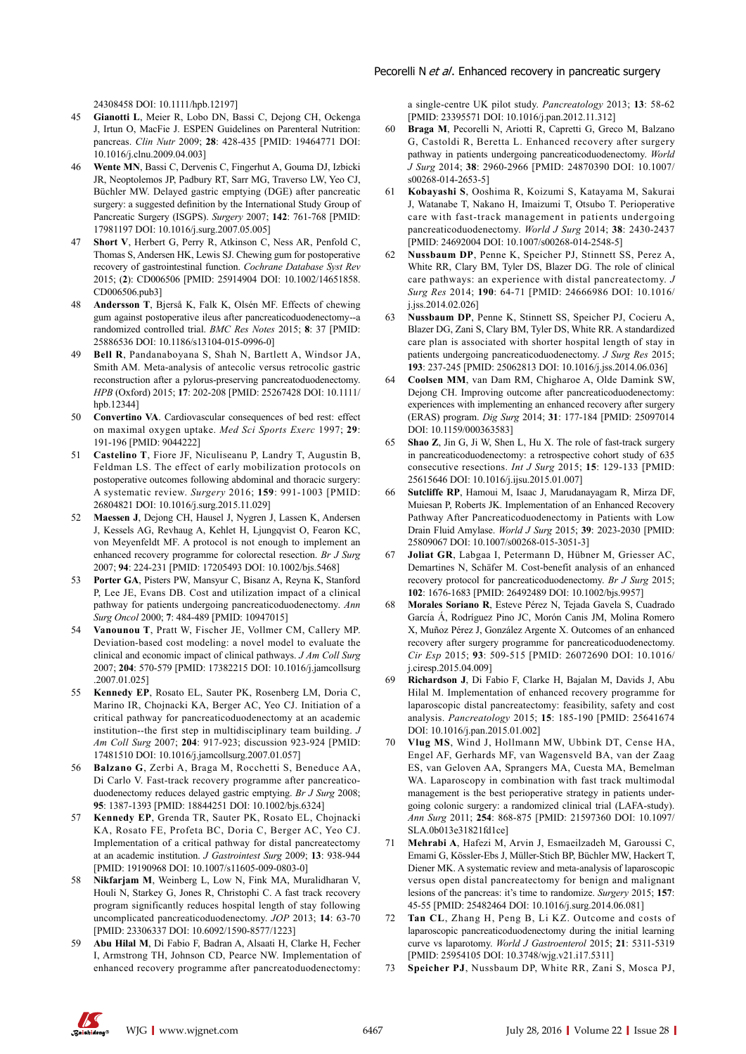24308458 DOI: 10.1111/hpb.12197]

45. **Gianotti L**, Meier R, Lobo DN, Bassi C, Dejong CH, Ockenga J, Irtun O, MacFie J. ESPEN Guidelines on Parenteral Nutrition: pancreas. *Clin Nutr* 2009; **28**: 428-435 [PMID: 19464771 DOI: 10.1016/j.clnu.2009.04.003]
46. **Wente MN**, Bassi C, Dervenis C, Fingerhut A, Gouma DJ, Izbicki JR, Neoptolemos JP, Padbury RT, Sarr MG, Traverso LW, Yeo CJ, Büchler MW. Delayed gastric emptying (DGE) after pancreatic surgery: a suggested definition by the International Study Group of Pancreatic Surgery (ISGPS). *Surgery* 2007; **142**: 761-768 [PMID: 17981197 DOI: 10.1016/j.surg.2007.05.005]
47. **Short V**, Herbert G, Perry R, Atkinson C, Ness AR, Penfold C, Thomas S, Andersen HK, Lewis SJ. Chewing gum for postoperative recovery of gastrointestinal function. *Cochrane Database Syst Rev* 2015; (**2**): CD006506 [PMID: 25914904 DOI: 10.1002/14651858.CD006506.pub3]
48. **Andersson T**, Bjerså K, Falk K, Olsén MF. Effects of chewing gum against postoperative ileus after pancreaticoduodenectomy--a randomized controlled trial. *BMC Res Notes* 2015; **8**: 37 [PMID: 25886536 DOI: 10.1186/s13104-015-0996-0]
49. **Bell R**, Pandanaboyana S, Shah N, Bartlett A, Windsor JA, Smith AM. Meta-analysis of antecolic versus retrocolic gastric reconstruction after a pylorus-preserving pancreatoduodenectomy. *HPB* (Oxford) 2015; **17**: 202-208 [PMID: 25267428 DOI: 10.1111/hpb.12344]
50. **Convertino VA**. Cardiovascular consequences of bed rest: effect on maximal oxygen uptake. *Med Sci Sports Exerc* 1997; **29**: 191-196 [PMID: 9044222]
51. **Castelino T**, Fiore JF, Niculiseanu P, Landry T, Augustin B, Feldman LS. The effect of early mobilization protocols on postoperative outcomes following abdominal and thoracic surgery: A systematic review. *Surgery* 2016; **159**: 991-1003 [PMID: 26804821 DOI: 10.1016/j.surg.2015.11.029]
52. **Maessen J**, Dejong CH, Hausel J, Nygren J, Lassen K, Andersen J, Kessels AG, Revhaug A, Kehlet H, Ljungqvist O, Fearon KC, von Meyenfeldt MF. A protocol is not enough to implement an enhanced recovery programme for colorectal resection. *Br J Surg* 2007; **94**: 224-231 [PMID: 17205493 DOI: 10.1002/bjs.5468]
53. **Porter GA**, Pisters PW, Mansyur C, Bisanz A, Reyna K, Stanford P, Lee JE, Evans DB. Cost and utilization impact of a clinical pathway for patients undergoing pancreaticoduodenectomy. *Ann Surg Oncol* 2000; **7**: 484-489 [PMID: 10947015]
54. **Vanounou T**, Pratt W, Fischer JE, Vollmer CM, Callery MP. Deviation-based cost modeling: a novel model to evaluate the clinical and economic impact of clinical pathways. *J Am Coll Surg* 2007; **204**: 570-579 [PMID: 17382215 DOI: 10.1016/j.jamcollsurg.2007.01.025]
55. **Kennedy EP**, Rosato EL, Sauter PK, Rosenberg LM, Doria C, Marino IR, Chojnacki KA, Berger AC, Yeo CJ. Initiation of a critical pathway for pancreaticoduodenectomy at an academic institution--the first step in multidisciplinary team building. *J Am Coll Surg* 2007; **204**: 917-923; discussion 923-924 [PMID: 17481510 DOI: 10.1016/j.jamcollsurg.2007.01.057]
56. **Balzano G**, Zerbi A, Braga M, Rocchetti S, Beneduce AA, Di Carlo V. Fast-track recovery programme after pancreatico-duodenectomy reduces delayed gastric emptying. *Br J Surg* 2008; **95**: 1387-1393 [PMID: 18844251 DOI: 10.1002/bjs.6324]
57. **Kennedy EP**, Grenda TR, Sauter PK, Rosato EL, Chojnacki KA, Rosato FE, Profeta BC, Doria C, Berger AC, Yeo CJ. Implementation of a critical pathway for distal pancreatectomy at an academic institution. *J Gastrointest Surg* 2009; **13**: 938-944 [PMID: 19190968 DOI: 10.1007/s11605-009-0803-0]
58. **Nikfarjam M**, Weinberg L, Low N, Fink MA, Muralidharan V, Houli N, Starkey G, Jones R, Christophi C. A fast track recovery program significantly reduces hospital length of stay following uncomplicated pancreaticoduodenectomy. *JOP* 2013; **14**: 63-70 [PMID: 23306337 DOI: 10.6092/1590-8577/1223]
59. **Abu Hilal M**, Di Fabio F, Badran A, Alsaati H, Clarke H, Fecher I, Armstrong TH, Johnson CD, Pearce NW. Implementation of enhanced recovery programme after pancreatoduodenectomy: a single-centre UK pilot study. *Pancreatology* 2013; **13**: 58-62 [PMID: 23395571 DOI: 10.1016/j.pan.2012.11.312]
60. **Braga M**, Pecorelli N, Ariotti R, Capretti G, Greco M, Balzano G, Castoldi R, Beretta L. Enhanced recovery after surgery pathway in patients undergoing pancreaticoduodenectomy. *World J Surg* 2014; **38**: 2960-2966 [PMID: 24870390 DOI: 10.1007/s00268-014-2653-5]
61. **Kobayashi S**, Ooshima R, Koizumi S, Katayama M, Sakurai J, Watanabe T, Nakano H, Imaizumi T, Otsubo T. Perioperative care with fast-track management in patients undergoing pancreaticoduodenectomy. *World J Surg* 2014; **38**: 2430-2437 [PMID: 24692004 DOI: 10.1007/s00268-014-2548-5]
62. **Nussbaum DP**, Penne K, Speicher PJ, Stinnett SS, Perez A, White RR, Clary BM, Tyler DS, Blazer DG. The role of clinical care pathways: an experience with distal pancreatectomy. *J Surg Res* 2014; **190**: 64-71 [PMID: 24666986 DOI: 10.1016/j.jss.2014.02.026]
63. **Nussbaum DP**, Penne K, Stinnett SS, Speicher PJ, Cocieru A, Blazer DG, Zani S, Clary BM, Tyler DS, White RR. A standardized care plan is associated with shorter hospital length of stay in patients undergoing pancreaticoduodenectomy. *J Surg Res* 2015; **193**: 237-245 [PMID: 25062813 DOI: 10.1016/j.jss.2014.06.036]
64. **Coolsen MM**, van Dam RM, Chigharoe A, Olde Damink SW, Dejong CH. Improving outcome after pancreaticoduodenectomy: experiences with implementing an enhanced recovery after surgery (ERAS) program. *Dig Surg* 2014; **31**: 177-184 [PMID: 25097014 DOI: 10.1159/000363583]
65. **Shao Z**, Jin G, Ji W, Shen L, Hu X. The role of fast-track surgery in pancreaticoduodenectomy: a retrospective cohort study of 635 consecutive resections. *Int J Surg* 2015; **15**: 129-133 [PMID: 25615646 DOI: 10.1016/j.ijsu.2015.01.007]
66. **Sutcliffe RP**, Hamoui M, Isaac J, Marudanayagam R, Mirza DF, Muiesan P, Roberts JK. Implementation of an Enhanced Recovery Pathway After Pancreaticoduodenectomy in Patients with Low Drain Fluid Amylase. *World J Surg* 2015; **39**: 2023-2030 [PMID: 25809067 DOI: 10.1007/s00268-015-3051-3]
67. **Joliat GR**, Labgaa I, Petermann D, Hübner M, Griesser AC, Demartines N, Schäfer M. Cost-benefit analysis of an enhanced recovery protocol for pancreaticoduodenectomy. *Br J Surg* 2015; **102**: 1676-1683 [PMID: 26492489 DOI: 10.1002/bjs.9957]
68. **Morales Soriano R**, Esteve Pérez N, Tejada Gavela S, Cuadrado García Á, Rodríguez Pino JC, Morón Canis JM, Molina Romero X, Muñoz Pérez J, González Argente X. Outcomes of an enhanced recovery after surgery programme for pancreaticoduodenectomy. *Cir Esp* 2015; **93**: 509-515 [PMID: 26072690 DOI: 10.1016/j.ciresp.2015.04.009]
69. **Richardson J**, Di Fabio F, Clarke H, Bajalan M, Davids J, Abu Hilal M. Implementation of enhanced recovery programme for laparoscopic distal pancreatectomy: feasibility, safety and cost analysis. *Pancreatology* 2015; **15**: 185-190 [PMID: 25641674 DOI: 10.1016/j.pan.2015.01.002]
70. **Vlug MS**, Wind J, Hollmann MW, Ubbink DT, Cense HA, Engel AF, Gerhards MF, van Wagensveld BA, van der Zaag ES, van Geloven AA, Sprangers MA, Cuesta MA, Bemelman WA. Laparoscopy in combination with fast track multimodal management is the best perioperative strategy in patients undergoing colonic surgery: a randomized clinical trial (LAFA-study). *Ann Surg* 2011; **254**: 868-875 [PMID: 21597360 DOI: 10.1097/SLA.0b013e31821fd1ce]
71. **Mehrabi A**, Hafezi M, Arvin J, Esmaeilzadeh M, Garoussi C, Emami G, Kössler-Ebs J, Müller-Stich BP, Büchler MW, Hackert T, Diener MK. A systematic review and meta-analysis of laparoscopic versus open distal pancreatectomy for benign and malignant lesions of the pancreas: it's time to randomize. *Surgery* 2015; **157**: 45-55 [PMID: 25482464 DOI: 10.1016/j.surg.2014.06.081]
72. **Tan CL**, Zhang H, Peng B, Li KZ. Outcome and costs of laparoscopic pancreaticoduodenectomy during the initial learning curve vs laparotomy. *World J Gastroenterol* 2015; **21**: 5311-5319 [PMID: 25954105 DOI: 10.3748/wjg.v21.i17.5311]
73. **Speicher PJ**, Nussbaum DP, White RR, Zani S, Mosca PJ,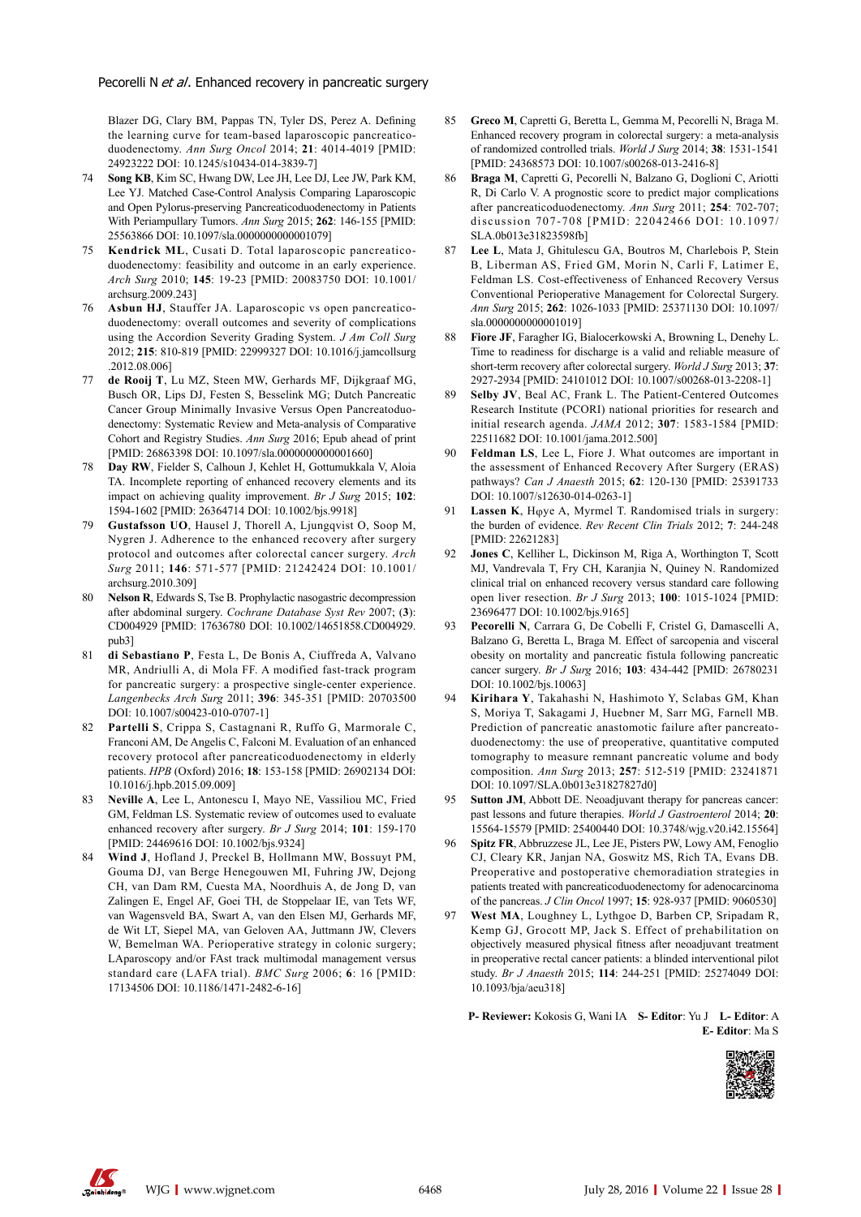Blazer DG, Clary BM, Pappas TN, Tyler DS, Perez A. Defining the learning curve for team-based laparoscopic pancreaticoduodenectomy. *Ann Surg Oncol* 2014; **21**: 4014-4019 [PMID: 24923222 DOI: 10.1245/s10434-014-3839-7]

74 **Song KB**, Kim SC, Hwang DW, Lee JH, Lee DJ, Lee JW, Park KM, Lee YJ. Matched Case-Control Analysis Comparing Laparoscopic and Open Pylorus-preserving Pancreaticoduodenectomy in Patients With Periampullary Tumors. *Ann Surg* 2015; **262**: 146-155 [PMID: 25563866 DOI: 10.1097/sla.0000000000001079]

75 **Kendrick ML**, Cusati D. Total laparoscopic pancreaticoduodenectomy: feasibility and outcome in an early experience. *Arch Surg* 2010; **145**: 19-23 [PMID: 20083750 DOI: 10.1001/archsurg.2009.243]

76 **Asbun HJ**, Stauffer JA. Laparoscopic vs open pancreaticoduodenectomy: overall outcomes and severity of complications using the Accordion Severity Grading System. *J Am Coll Surg* 2012; **215**: 810-819 [PMID: 22999327 DOI: 10.1016/j.jamcollsurg.2012.08.006]

77 **de Rooij T**, Lu MZ, Steen MW, Gerhards MF, Dijkgraaf MG, Busch OR, Lips DJ, Festen S, Besselink MG; Dutch Pancreatic Cancer Group Minimally Invasive Versus Open Pancreatoduodenectomy: Systematic Review and Meta-analysis of Comparative Cohort and Registry Studies. *Ann Surg* 2016; Epub ahead of print [PMID: 26863398 DOI: 10.1097/sla.0000000000001660]

78 **Day RW**, Fielder S, Calhoun J, Kehlet H, Gottumukkala V, Aloia TA. Incomplete reporting of enhanced recovery elements and its impact on achieving quality improvement. *Br J Surg* 2015; **102**: 1594-1602 [PMID: 26364714 DOI: 10.1002/bjs.9918]

79 **Gustafsson UO**, Hausel J, Thorell A, Ljungqvist O, Soop M, Nygren J. Adherence to the enhanced recovery after surgery protocol and outcomes after colorectal cancer surgery. *Arch Surg* 2011; **146**: 571-577 [PMID: 21242424 DOI: 10.1001/archsurg.2010.309]

80 **Nelson R**, Edwards S, Tse B. Prophylactic nasogastric decompression after abdominal surgery. *Cochrane Database Syst Rev* 2007; (**3**): CD004929 [PMID: 17636780 DOI: 10.1002/14651858.CD004929.pub3]

81 **di Sebastiano P**, Festa L, De Bonis A, Ciuffreda A, Valvano MR, Andriulli A, di Mola FF. A modified fast-track program for pancreatic surgery: a prospective single-center experience. *Langenbecks Arch Surg* 2011; **396**: 345-351 [PMID: 20703500 DOI: 10.1007/s00423-010-0707-1]

82 **Partelli S**, Crippa S, Castagnani R, Ruffo G, Marmorale C, Franconi AM, De Angelis C, Falconi M. Evaluation of an enhanced recovery protocol after pancreaticoduodenectomy in elderly patients. *HPB* (Oxford) 2016; **18**: 153-158 [PMID: 26902134 DOI: 10.1016/j.hpb.2015.09.009]

83 **Neville A**, Lee L, Antonescu I, Mayo NE, Vassiliou MC, Fried GM, Feldman LS. Systematic review of outcomes used to evaluate enhanced recovery after surgery. *Br J Surg* 2014; **101**: 159-170 [PMID: 24469616 DOI: 10.1002/bjs.9324]

84 **Wind J**, Hofland J, Preckel B, Hollmann MW, Bossuyt PM, Gouma DJ, van Berge Henegouwen MI, Fuhring JW, Dejong CH, van Dam RM, Cuesta MA, Noordhuis A, de Jong D, van Zalingen E, Engel AF, Goei TH, de Stoppelaar IE, van Tets WF, van Wagensveld BA, Swart A, van den Elsen MJ, Gerhards MF, de Wit LT, Siepel MA, van Geloven AA, Juttmann JW, Clevers W, Bemelman WA. Perioperative strategy in colonic surgery; LAparoscopy and/or FAst track multimodal management versus standard care (LAFA trial). *BMC Surg* 2006; **6**: 16 [PMID: 17134506 DOI: 10.1186/1471-2482-6-16]

85 **Greco M**, Capretti G, Beretta L, Gemma M, Pecorelli N, Braga M. Enhanced recovery program in colorectal surgery: a meta-analysis of randomized controlled trials. *World J Surg* 2014; **38**: 1531-1541 [PMID: 24368573 DOI: 10.1007/s00268-013-2416-8]

86 **Braga M**, Capretti G, Pecorelli N, Balzano G, Doglioni C, Ariotti R, Di Carlo V. A prognostic score to predict major complications after pancreaticoduodenectomy. *Ann Surg* 2011; **254**: 702-707; discussion 707-708 [PMID: 22042466 DOI: 10.1097/SLA.0b013e31823598fb]

87 **Lee L**, Mata J, Ghitulescu GA, Boutros M, Charlebois P, Stein B, Liberman AS, Fried GM, Morin N, Carli F, Latimer E, Feldman LS. Cost-effectiveness of Enhanced Recovery Versus Conventional Perioperative Management for Colorectal Surgery. *Ann Surg* 2015; **262**: 1026-1033 [PMID: 25371130 DOI: 10.1097/sla.0000000000001019]

88 **Fiore JF**, Faragher IG, Bialocerkowski A, Browning L, Denehy L. Time to readiness for discharge is a valid and reliable measure of short-term recovery after colorectal surgery. *World J Surg* 2013; **37**: 2927-2934 [PMID: 24101012 DOI: 10.1007/s00268-013-2208-1]

89 **Selby JV**, Beal AC, Frank L. The Patient-Centered Outcomes Research Institute (PCORI) national priorities for research and initial research agenda. *JAMA* 2012; **307**: 1583-1584 [PMID: 22511682 DOI: 10.1001/jama.2012.500]

90 **Feldman LS**, Lee L, Fiore J. What outcomes are important in the assessment of Enhanced Recovery After Surgery (ERAS) pathways? *Can J Anaesth* 2015; **62**: 120-130 [PMID: 25391733 DOI: 10.1007/s12630-014-0263-1]

91 **Lassen K**, Hφye A, Myrmel T. Randomised trials in surgery: the burden of evidence. *Rev Recent Clin Trials* 2012; **7**: 244-248 [PMID: 22621283]

92 **Jones C**, Kelliher L, Dickinson M, Riga A, Worthington T, Scott MJ, Vandrevala T, Fry CH, Karanjia N, Quiney N. Randomized clinical trial on enhanced recovery versus standard care following open liver resection. *Br J Surg* 2013; **100**: 1015-1024 [PMID: 23696477 DOI: 10.1002/bjs.9165]

93 **Pecorelli N**, Carrara G, De Cobelli F, Cristel G, Damascelli A, Balzano G, Beretta L, Braga M. Effect of sarcopenia and visceral obesity on mortality and pancreatic fistula following pancreatic cancer surgery. *Br J Surg* 2016; **103**: 434-442 [PMID: 26780231 DOI: 10.1002/bjs.10063]

94 **Kirihara Y**, Takahashi N, Hashimoto Y, Sclabas GM, Khan S, Moriya T, Sakagami J, Huebner M, Sarr MG, Farnell MB. Prediction of pancreatic anastomotic failure after pancreatoduodenectomy: the use of preoperative, quantitative computed tomography to measure remnant pancreatic volume and body composition. *Ann Surg* 2013; **257**: 512-519 [PMID: 23241871 DOI: 10.1097/SLA.0b013e31827827d0]

95 **Sutton JM**, Abbott DE. Neoadjuvant therapy for pancreas cancer: past lessons and future therapies. *World J Gastroenterol* 2014; **20**: 15564-15579 [PMID: 25400440 DOI: 10.3748/wjg.v20.i42.15564]

96 **Spitz FR**, Abbruzzese JL, Lee JE, Pisters PW, Lowy AM, Fenoglio CJ, Cleary KR, Janjan NA, Goswitz MS, Rich TA, Evans DB. Preoperative and postoperative chemoradiation strategies in patients treated with pancreaticoduodenectomy for adenocarcinoma of the pancreas. *J Clin Oncol* 1997; **15**: 928-937 [PMID: 9060530]

97 **West MA**, Loughney L, Lythgoe D, Barben CP, Sripadam R, Kemp GJ, Grocott MP, Jack S. Effect of prehabilitation on objectively measured physical fitness after neoadjuvant treatment in preoperative rectal cancer patients: a blinded interventional pilot study. *Br J Anaesth* 2015; **114**: 244-251 [PMID: 25274049 DOI: 10.1093/bja/aeu318]

**P- Reviewer:** Kokosis G, Wani IA **S- Editor**: Yu J **L- Editor**: A **E- Editor**: Ma S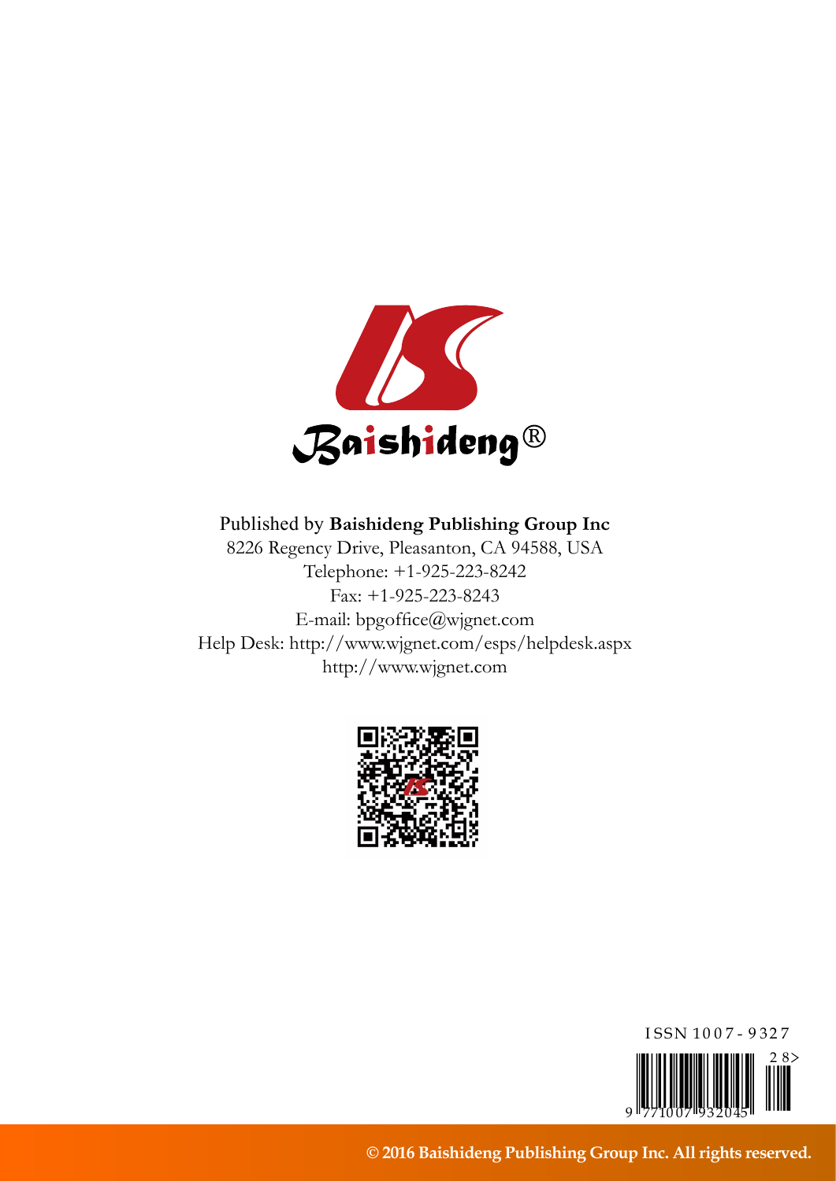Baishideng®

Published by **Baishideng Publishing Group Inc**

8226 Regency Drive, Pleasanton, CA 94588, USA

Telephone: +1-925-223-8242

Fax: +1-925-223-8243

E-mail: bpgoffice@wjgnet.com

Help Desk: http://www.wjgnet.com/esps/helpdesk.aspx

http://www.wjgnet.com

ISSN 1007-9327

9 771007 932045 28>

**© 2016 Baishideng Publishing Group Inc. All rights reserved.**